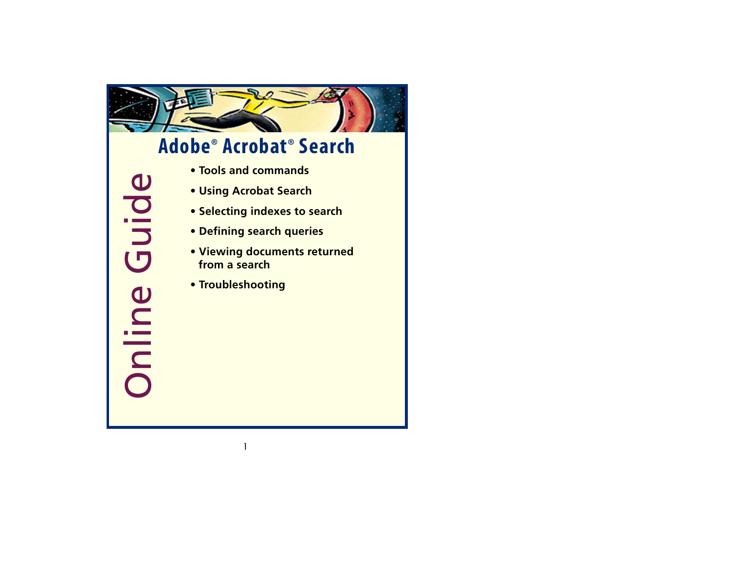# Adobe® Acrobat® Search

Online Guide

- Tools and commands
- Using Acrobat Search
- Selecting indexes to search
- Defining search queries
- Viewing documents returned from a search
- Troubleshooting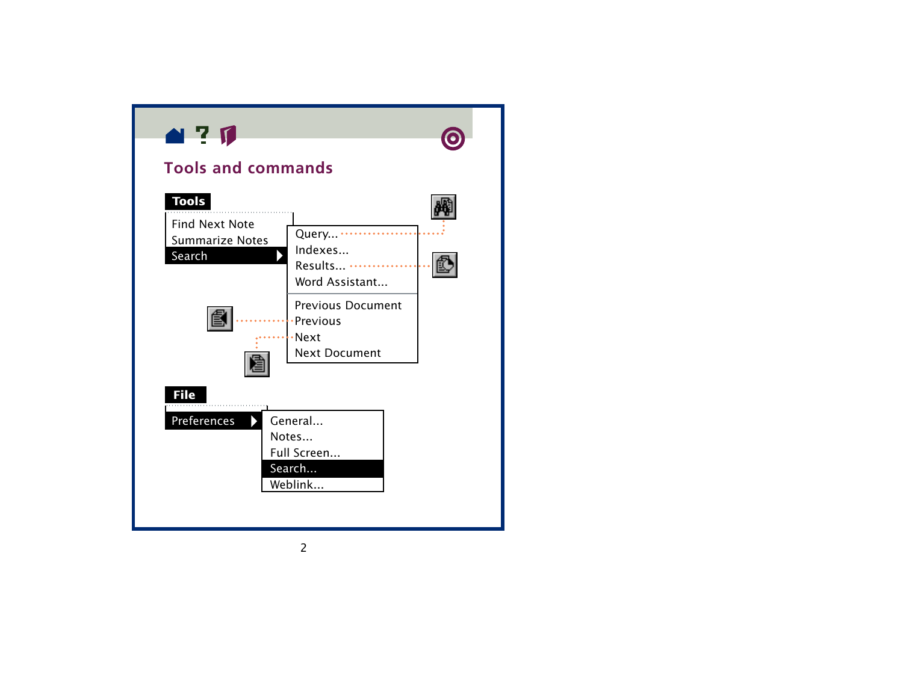# Tools and commands

**Tools**

- Find Next Note
- Summarize Notes
- Search
  - Query...
  - Indexes...
  - Results...
  - Word Assistant...
  - Previous Document
  - Previous
  - Next
  - Next Document

**File**

- Preferences
  - General...
  - Notes...
  - Full Screen...
  - Search...
  - Weblink...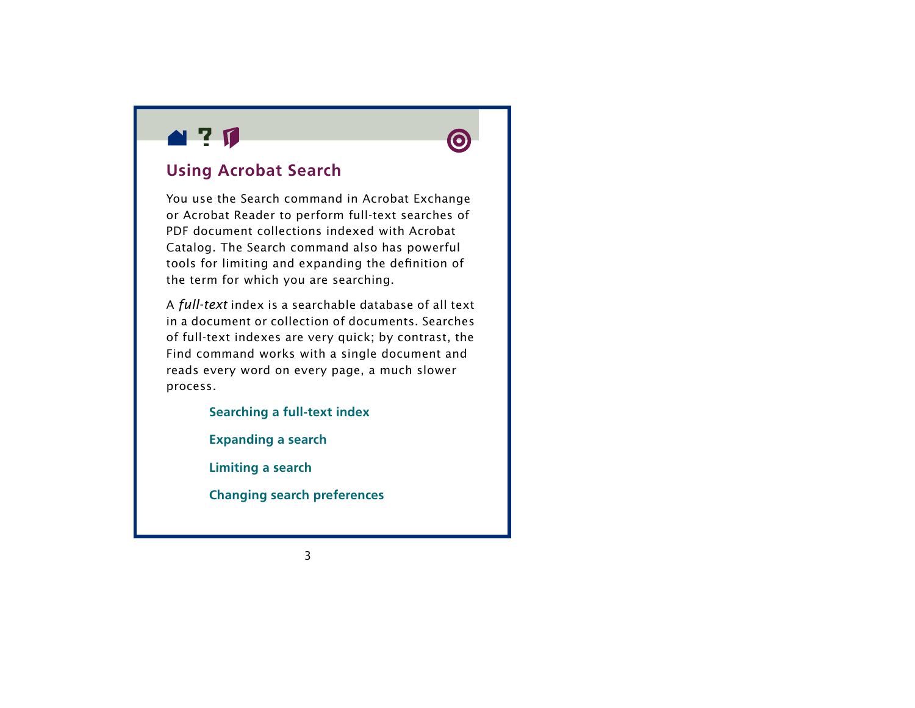## Using Acrobat Search

You use the Search command in Acrobat Exchange or Acrobat Reader to perform full-text searches of PDF document collections indexed with Acrobat Catalog. The Search command also has powerful tools for limiting and expanding the definition of the term for which you are searching.

A *full-text* index is a searchable database of all text in a document or collection of documents. Searches of full-text indexes are very quick; by contrast, the Find command works with a single document and reads every word on every page, a much slower process.

**Searching a full-text index**

**Expanding a search**

**Limiting a search**

**Changing search preferences**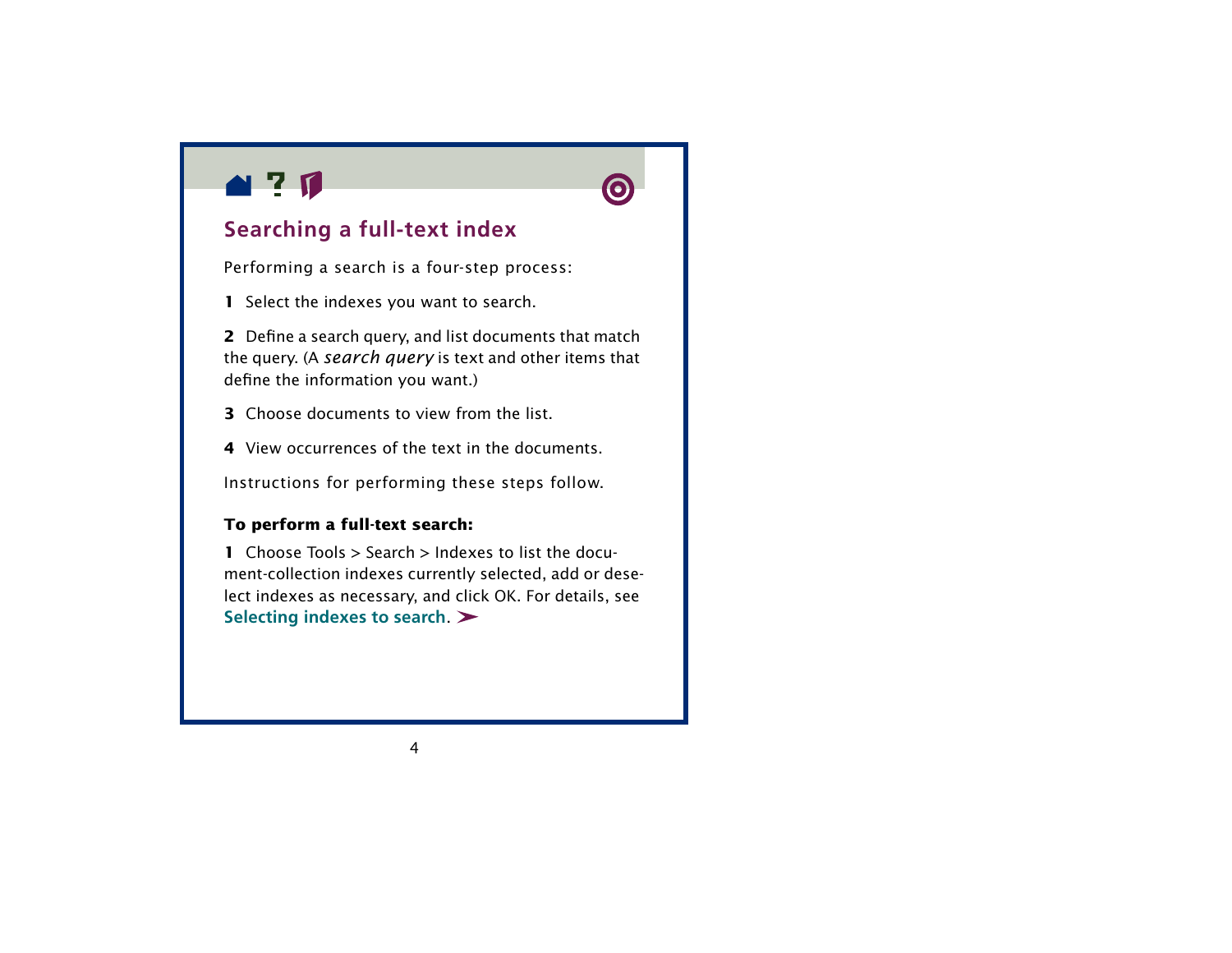## Searching a full-text index

Performing a search is a four-step process:

**1** Select the indexes you want to search.

**2** Define a search query, and list documents that match the query. (A *search query* is text and other items that define the information you want.)

**3** Choose documents to view from the list.

**4** View occurrences of the text in the documents.

Instructions for performing these steps follow.

**To perform a full-text search:**

**1** Choose Tools > Search > Indexes to list the document-collection indexes currently selected, add or deselect indexes as necessary, and click OK. For details, see **Selecting indexes to search.** ➤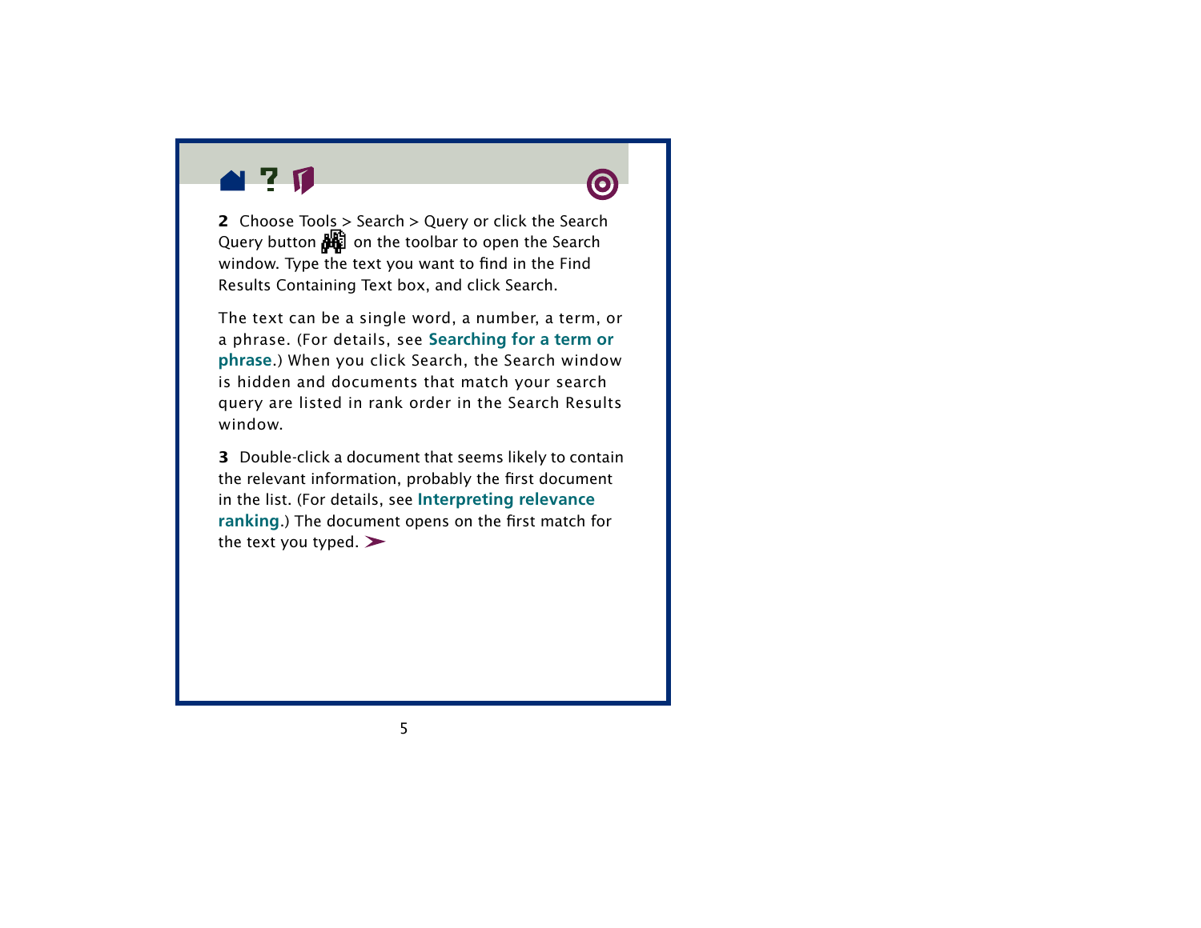**2** Choose Tools > Search > Query or click the Search Query button on the toolbar to open the Search window. Type the text you want to find in the Find Results Containing Text box, and click Search.

The text can be a single word, a number, a term, or a phrase. (For details, see **Searching for a term or phrase**.) When you click Search, the Search window is hidden and documents that match your search query are listed in rank order in the Search Results window.

**3** Double-click a document that seems likely to contain the relevant information, probably the first document in the list. (For details, see **Interpreting relevance ranking**.) The document opens on the first match for the text you typed.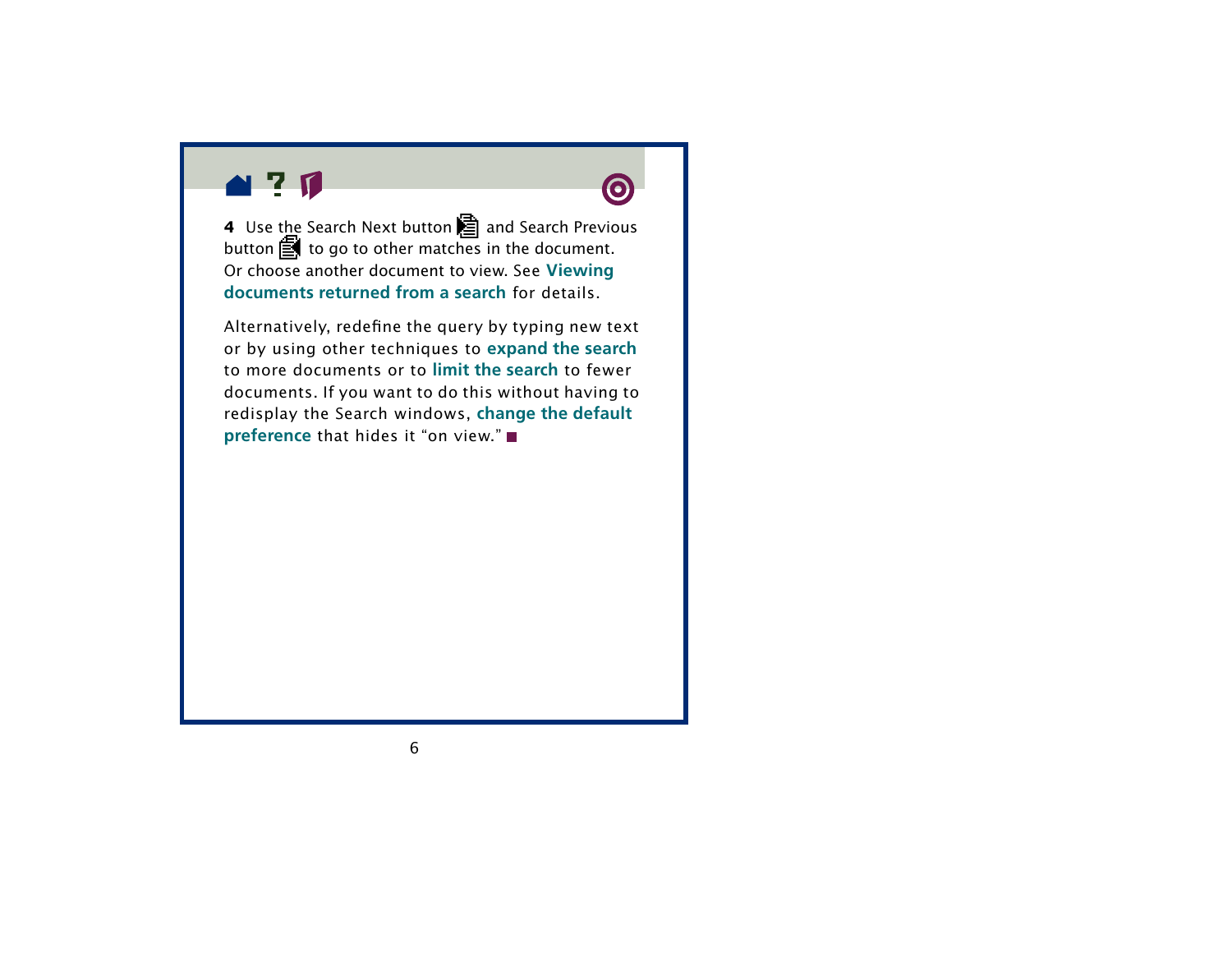**4** Use the Search Next button and Search Previous button to go to other matches in the document. Or choose another document to view. See **Viewing documents returned from a search** for details.

Alternatively, redefine the query by typing new text or by using other techniques to **expand the search** to more documents or to **limit the search** to fewer documents. If you want to do this without having to redisplay the Search windows, **change the default preference** that hides it “on view.”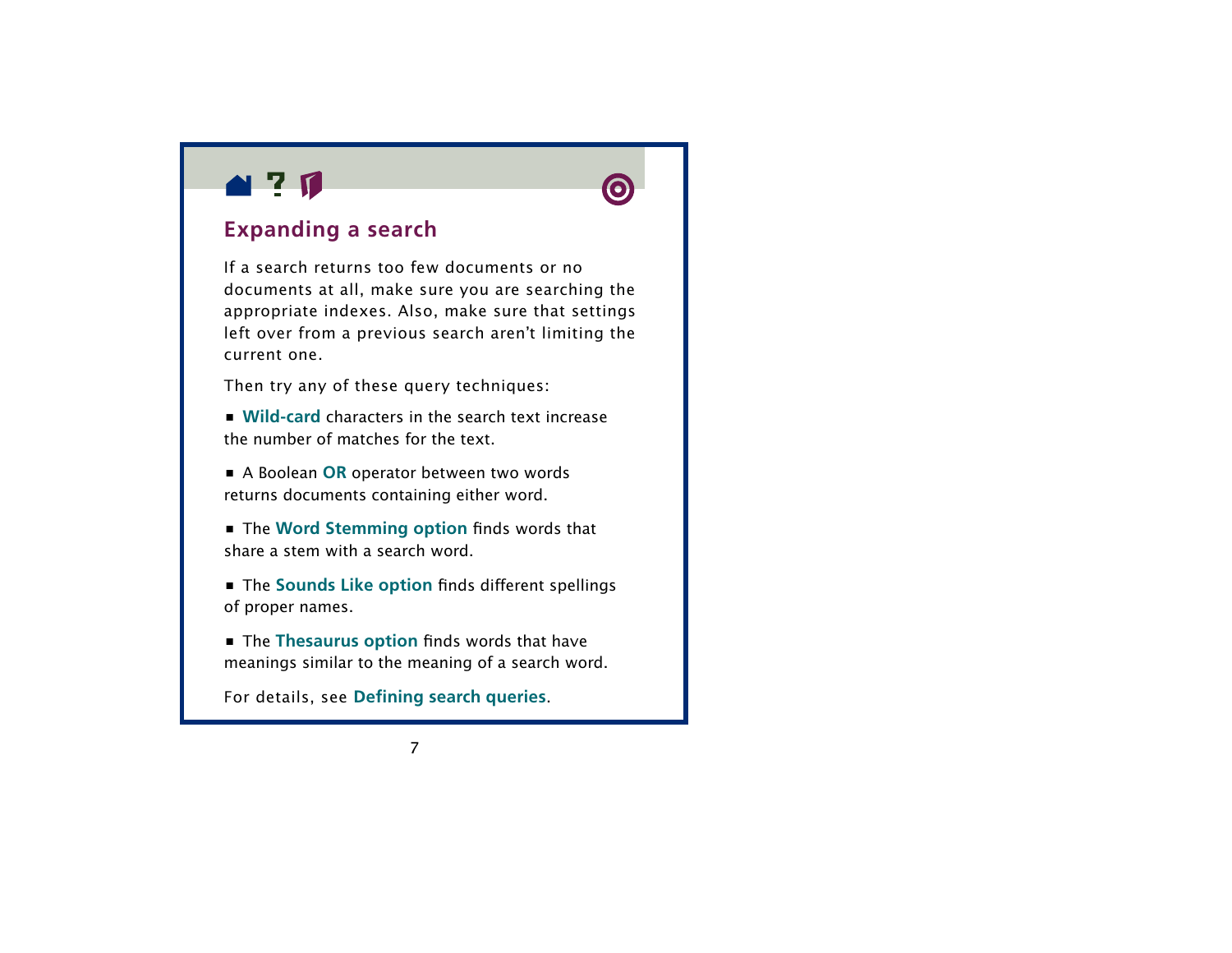## Expanding a search

If a search returns too few documents or no documents at all, make sure you are searching the appropriate indexes. Also, make sure that settings left over from a previous search aren't limiting the current one.

Then try any of these query techniques:

- **Wild-card** characters in the search text increase the number of matches for the text.
- A Boolean **OR** operator between two words returns documents containing either word.
- The **Word Stemming option** finds words that share a stem with a search word.
- The **Sounds Like option** finds different spellings of proper names.
- The **Thesaurus option** finds words that have meanings similar to the meaning of a search word.

For details, see **Defining search queries**.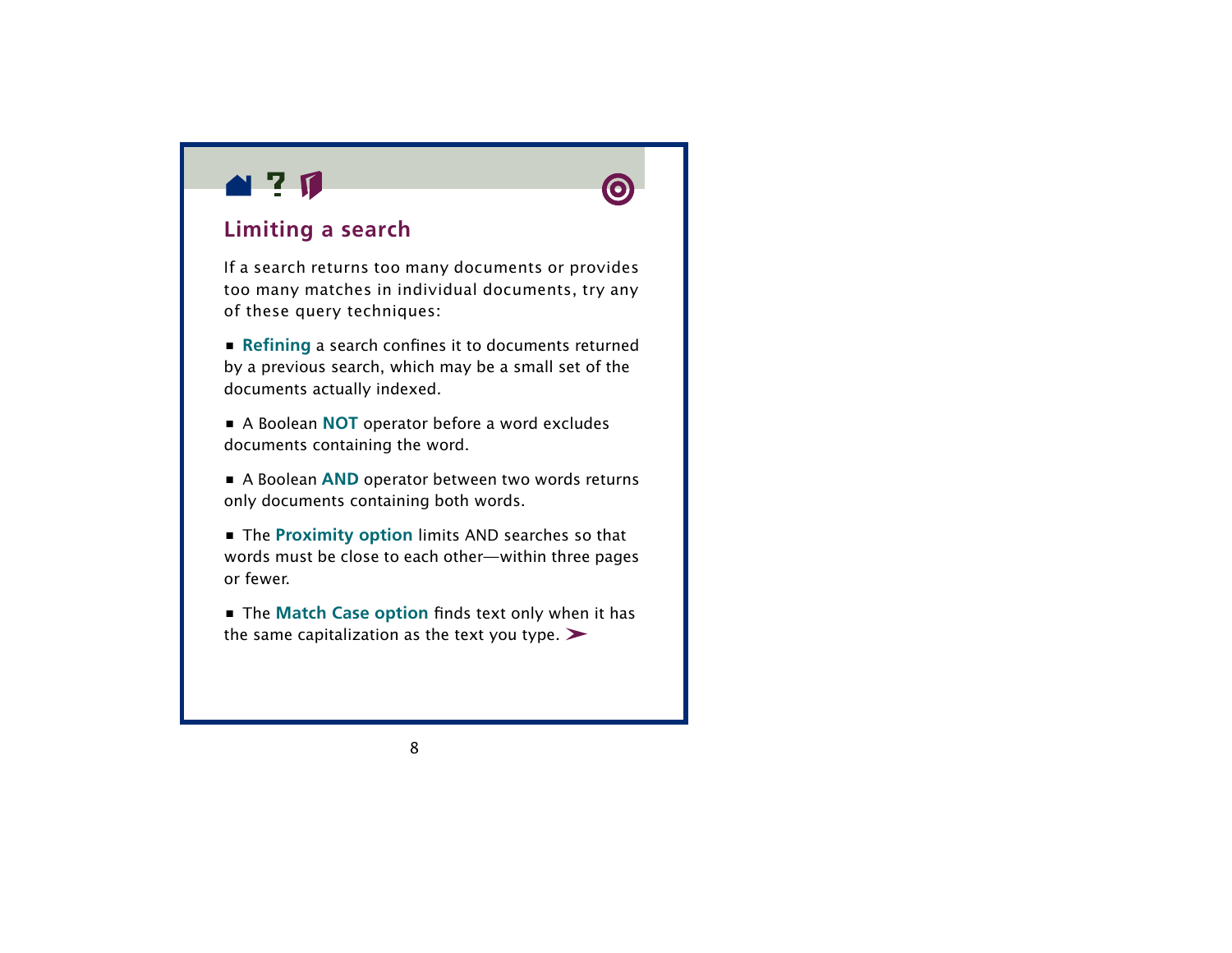## Limiting a search

If a search returns too many documents or provides too many matches in individual documents, try any of these query techniques:

- **Refining** a search confines it to documents returned by a previous search, which may be a small set of the documents actually indexed.
- A Boolean **NOT** operator before a word excludes documents containing the word.
- A Boolean **AND** operator between two words returns only documents containing both words.
- The **Proximity option** limits AND searches so that words must be close to each other—within three pages or fewer.
- The **Match Case option** finds text only when it has the same capitalization as the text you type.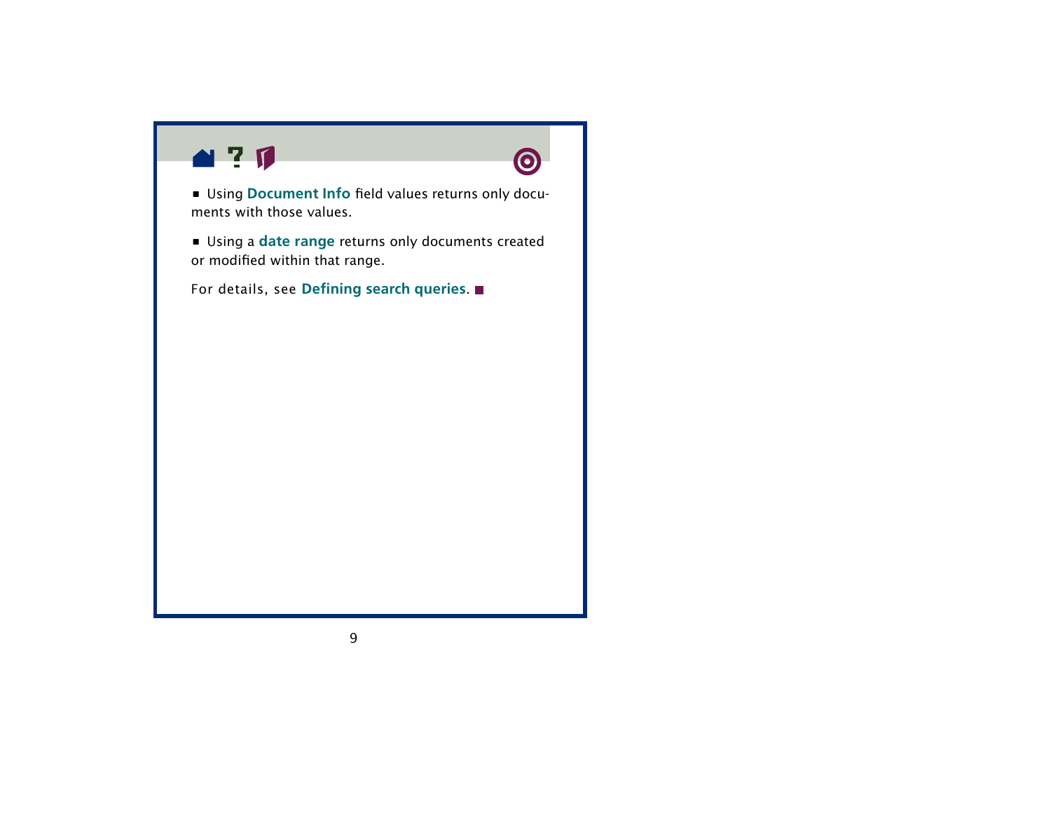- Using **Document Info** field values returns only documents with those values.

- Using a **date range** returns only documents created or modified within that range.

For details, see **Defining search queries**. ■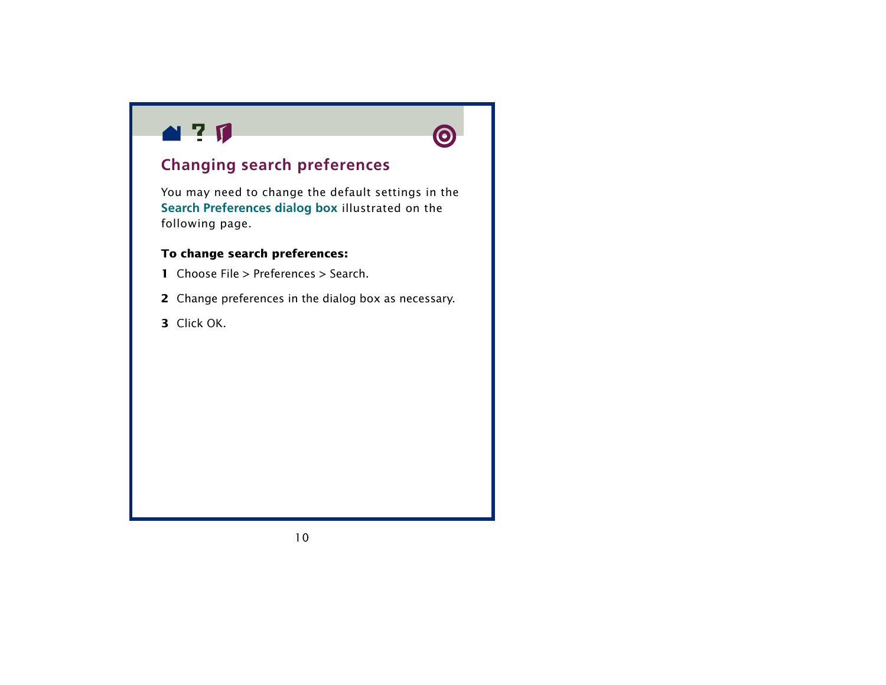## Changing search preferences

You may need to change the default settings in the **Search Preferences dialog box** illustrated on the following page.

**To change search preferences:**

1. Choose File > Preferences > Search.
2. Change preferences in the dialog box as necessary.
3. Click OK.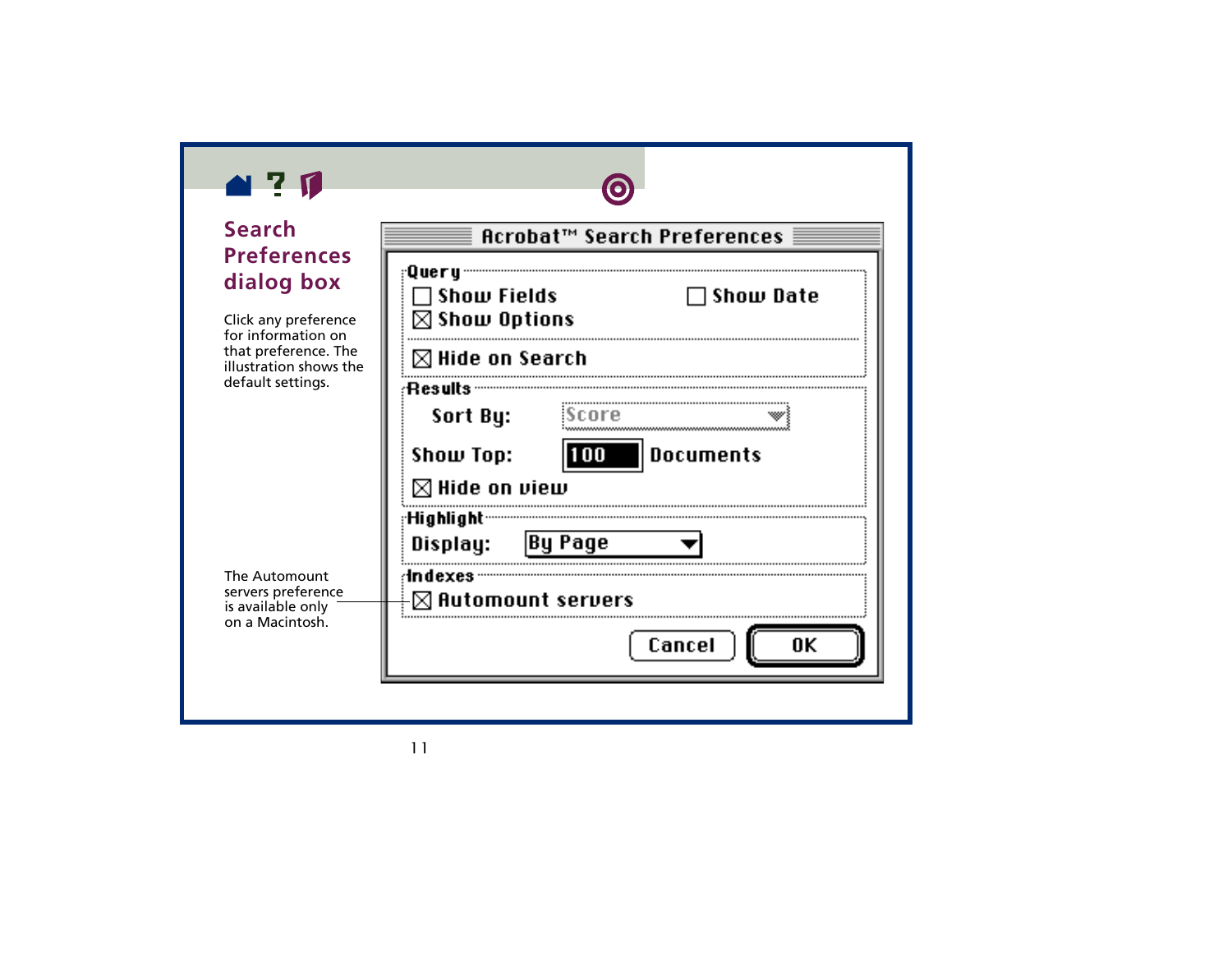# Search Preferences dialog box

Click any preference for information on that preference. The illustration shows the default settings.

**Acrobat™ Search Preferences**

**Query**

- ☐ Show Fields
- ☐ Show Date
- ☒ Show Options
- ☒ Hide on Search

**Results**

Sort By: Score

Show Top: 100 Documents

- ☒ Hide on view

**Highlight**

Display: By Page

**Indexes**

- ☒ Automount servers

Cancel | OK

The Automount servers preference is available only on a Macintosh.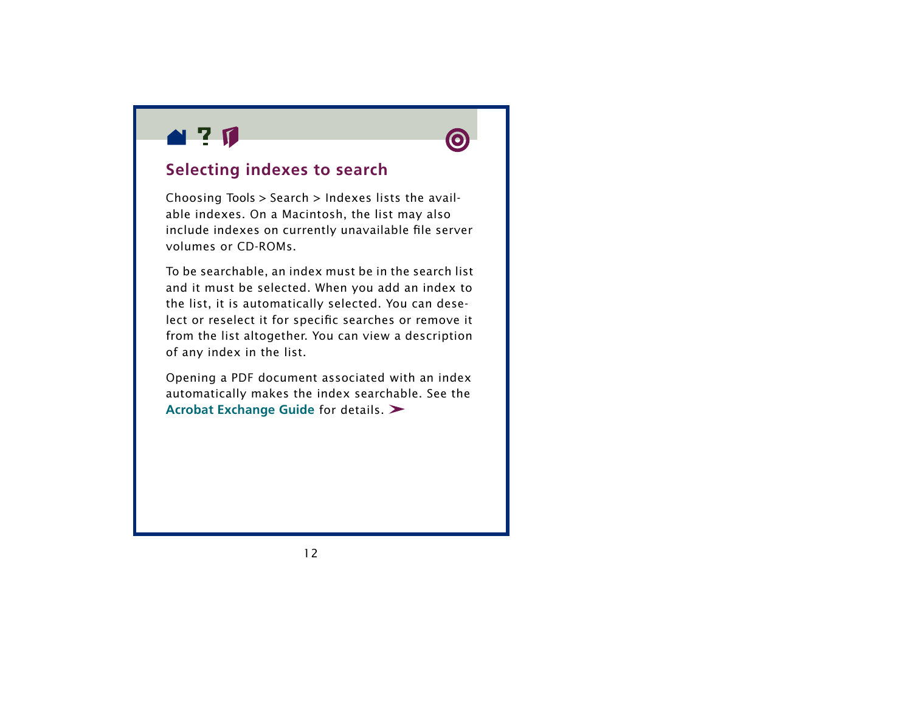## Selecting indexes to search

Choosing Tools > Search > Indexes lists the available indexes. On a Macintosh, the list may also include indexes on currently unavailable file server volumes or CD-ROMs.

To be searchable, an index must be in the search list and it must be selected. When you add an index to the list, it is automatically selected. You can deselect or reselect it for specific searches or remove it from the list altogether. You can view a description of any index in the list.

Opening a PDF document associated with an index automatically makes the index searchable. See the **Acrobat Exchange Guide** for details. ➤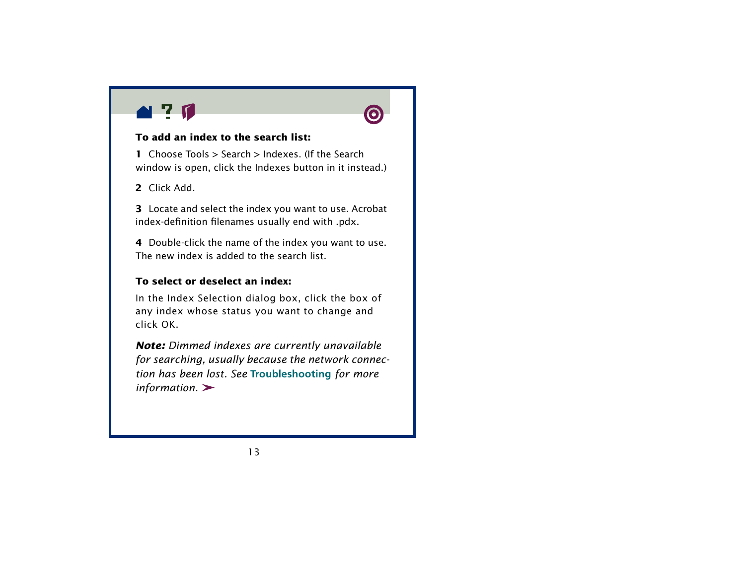**To add an index to the search list:**

**1** Choose Tools > Search > Indexes. (If the Search window is open, click the Indexes button in it instead.)

**2** Click Add.

**3** Locate and select the index you want to use. Acrobat index-definition filenames usually end with .pdx.

**4** Double-click the name of the index you want to use. The new index is added to the search list.

**To select or deselect an index:**

In the Index Selection dialog box, click the box of any index whose status you want to change and click OK.

***Note:*** *Dimmed indexes are currently unavailable for searching, usually because the network connection has been lost. See* Troubleshooting *for more information.*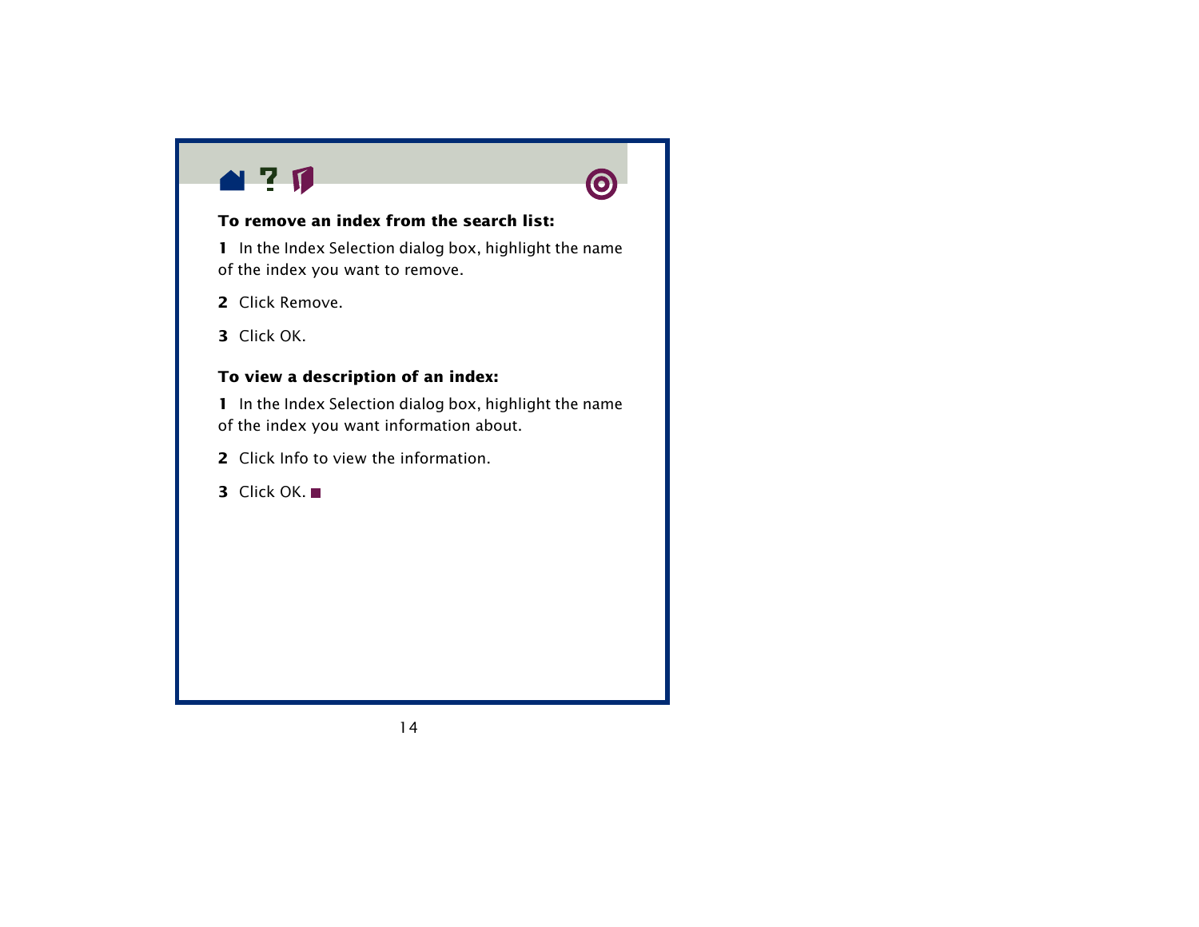**To remove an index from the search list:**

1 In the Index Selection dialog box, highlight the name of the index you want to remove.

2 Click Remove.

3 Click OK.

**To view a description of an index:**

1 In the Index Selection dialog box, highlight the name of the index you want information about.

2 Click Info to view the information.

3 Click OK. ■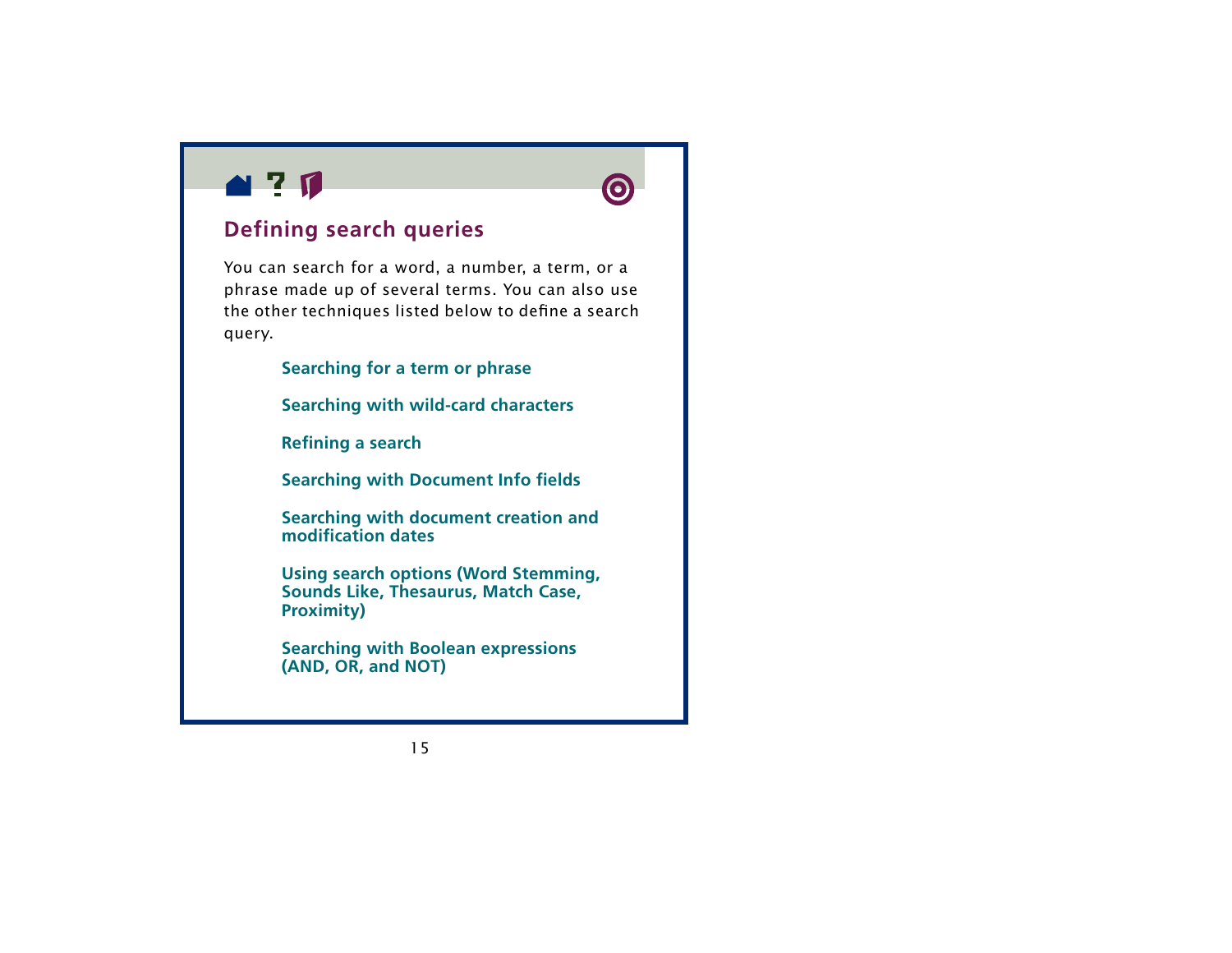## Defining search queries

You can search for a word, a number, a term, or a phrase made up of several terms. You can also use the other techniques listed below to define a search query.

- **Searching for a term or phrase**
- **Searching with wild-card characters**
- **Refining a search**
- **Searching with Document Info fields**
- **Searching with document creation and modification dates**
- **Using search options (Word Stemming, Sounds Like, Thesaurus, Match Case, Proximity)**
- **Searching with Boolean expressions (AND, OR, and NOT)**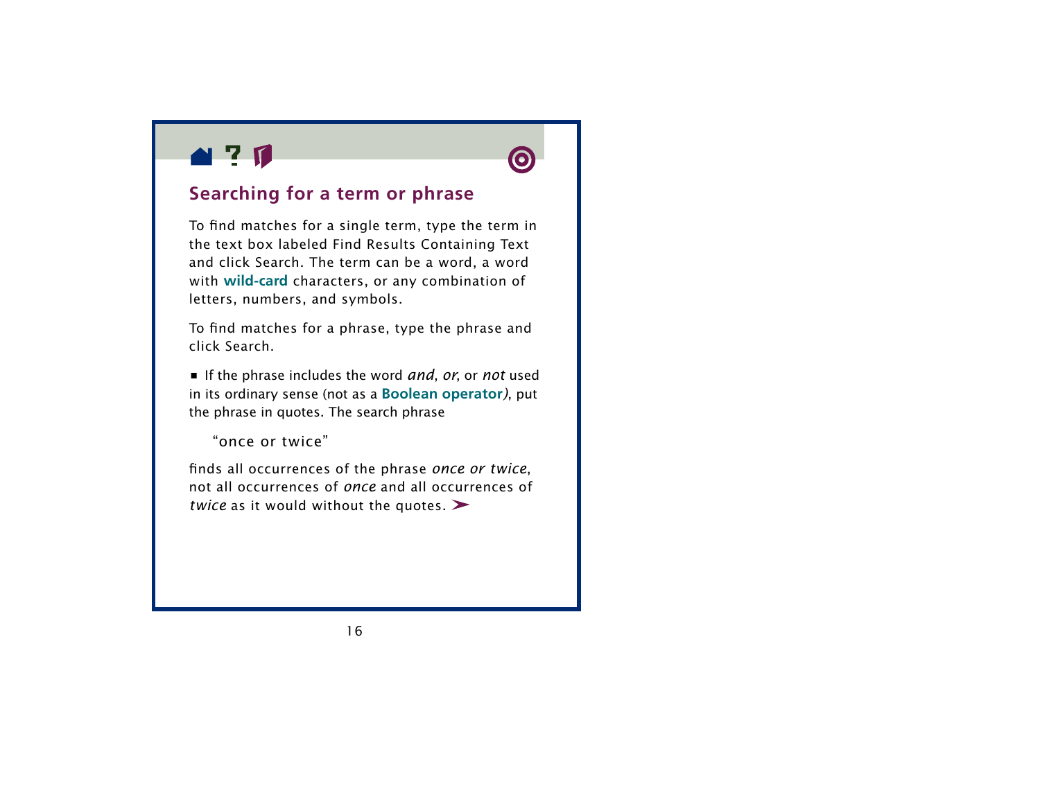## Searching for a term or phrase

To find matches for a single term, type the term in the text box labeled Find Results Containing Text and click Search. The term can be a word, a word with **wild-card** characters, or any combination of letters, numbers, and symbols.

To find matches for a phrase, type the phrase and click Search.

- If the phrase includes the word *and*, *or*, or *not* used in its ordinary sense (not as a **Boolean operator**), put the phrase in quotes. The search phrase

  “once or twice”

finds all occurrences of the phrase *once or twice*, not all occurrences of *once* and all occurrences of *twice* as it would without the quotes.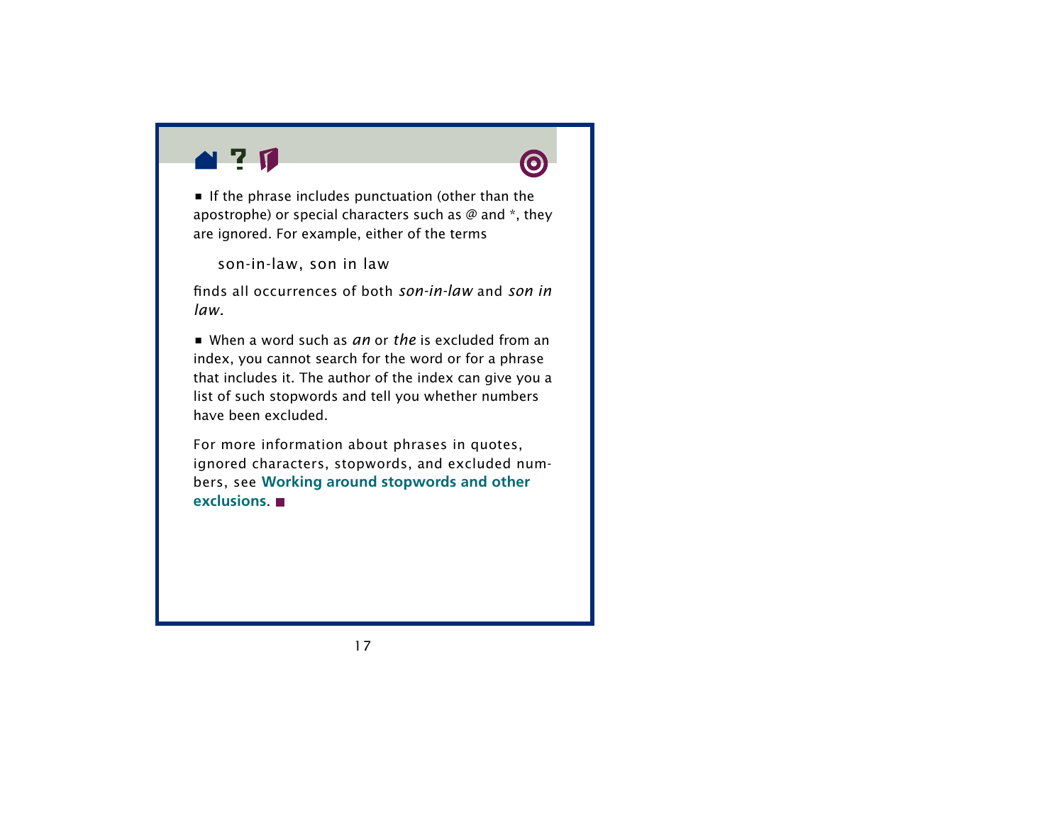- If the phrase includes punctuation (other than the apostrophe) or special characters such as @ and *, they are ignored. For example, either of the terms

    son-in-law, son in law

finds all occurrences of both *son-in-law* and *son in law.*

- When a word such as *an* or *the* is excluded from an index, you cannot search for the word or for a phrase that includes it. The author of the index can give you a list of such stopwords and tell you whether numbers have been excluded.

For more information about phrases in quotes, ignored characters, stopwords, and excluded numbers, see **Working around stopwords and other exclusions.** ■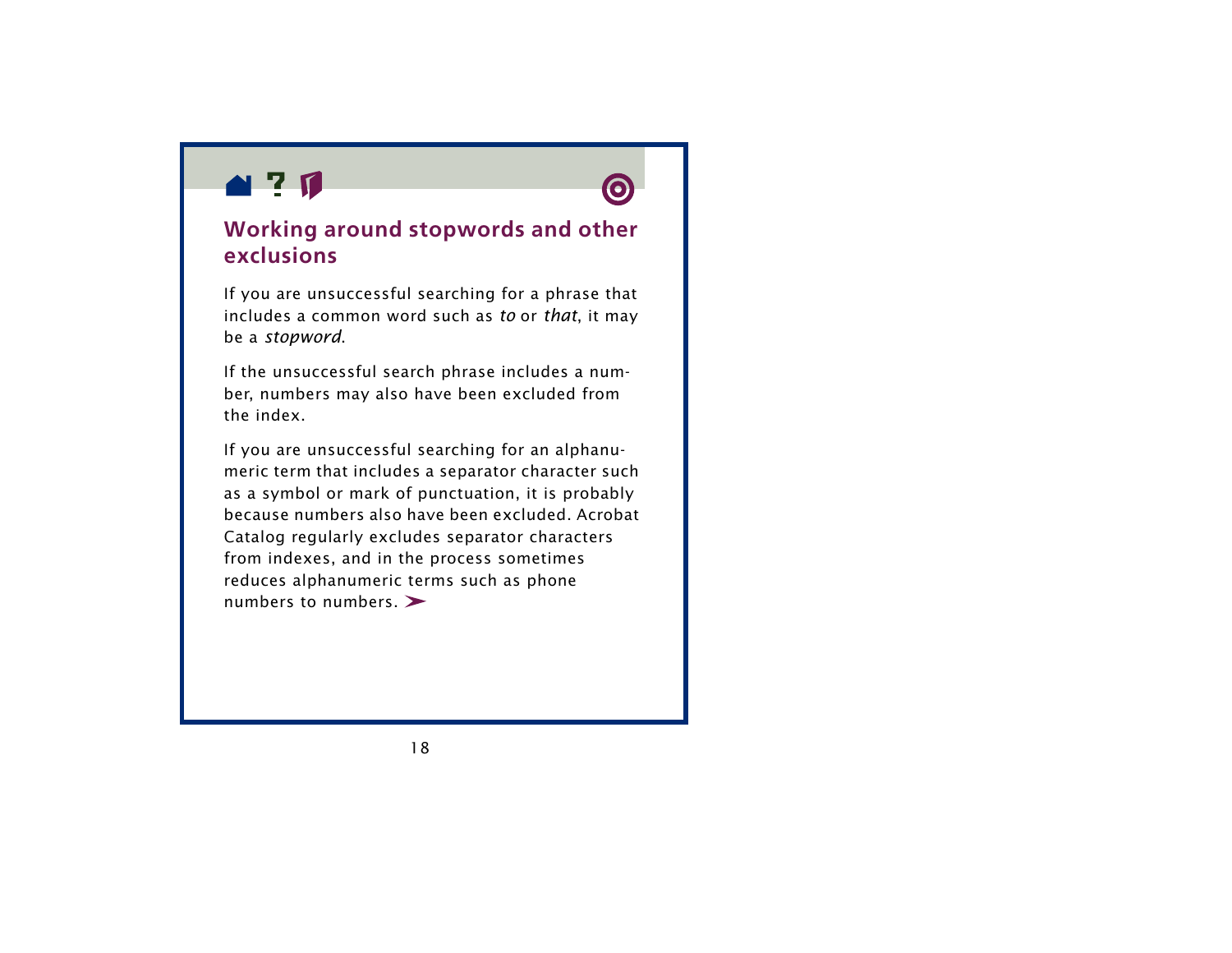## Working around stopwords and other exclusions

If you are unsuccessful searching for a phrase that includes a common word such as *to* or *that*, it may be a *stopword*.

If the unsuccessful search phrase includes a number, numbers may also have been excluded from the index.

If you are unsuccessful searching for an alphanumeric term that includes a separator character such as a symbol or mark of punctuation, it is probably because numbers also have been excluded. Acrobat Catalog regularly excludes separator characters from indexes, and in the process sometimes reduces alphanumeric terms such as phone numbers to numbers. ➤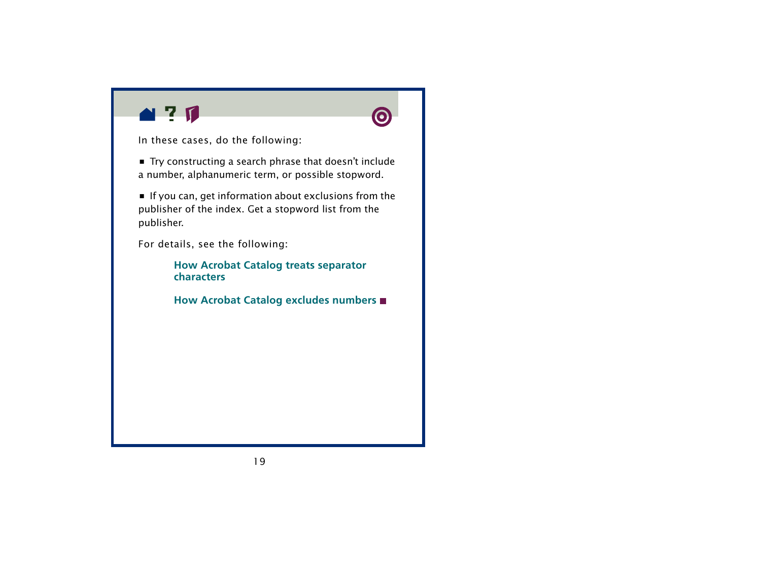In these cases, do the following:

■ Try constructing a search phrase that doesn't include a number, alphanumeric term, or possible stopword.

■ If you can, get information about exclusions from the publisher of the index. Get a stopword list from the publisher.

For details, see the following:

**How Acrobat Catalog treats separator characters**

**How Acrobat Catalog excludes numbers** ■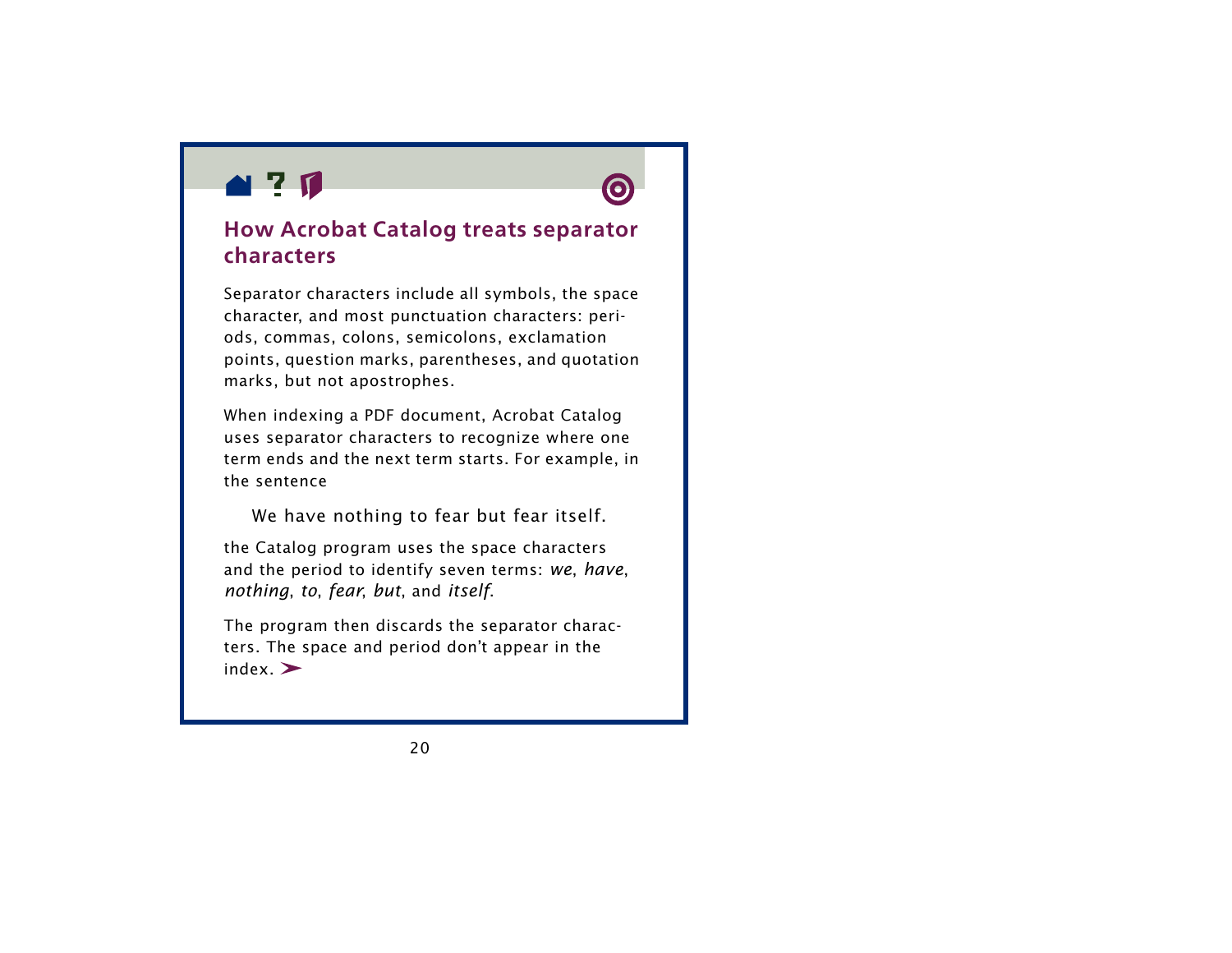## How Acrobat Catalog treats separator characters

Separator characters include all symbols, the space character, and most punctuation characters: periods, commas, colons, semicolons, exclamation points, question marks, parentheses, and quotation marks, but not apostrophes.

When indexing a PDF document, Acrobat Catalog uses separator characters to recognize where one term ends and the next term starts. For example, in the sentence

> We have nothing to fear but fear itself.

the Catalog program uses the space characters and the period to identify seven terms: *we*, *have*, *nothing*, *to*, *fear*, *but*, and *itself*.

The program then discards the separator characters. The space and period don't appear in the index.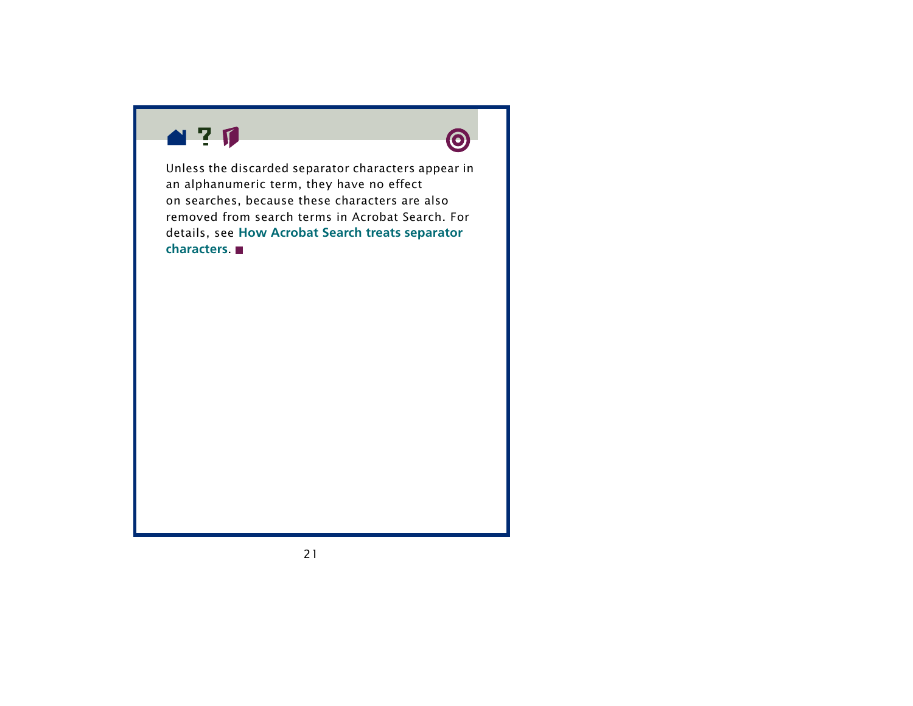Unless the discarded separator characters appear in an alphanumeric term, they have no effect on searches, because these characters are also removed from search terms in Acrobat Search. For details, see **How Acrobat Search treats separator characters.** ■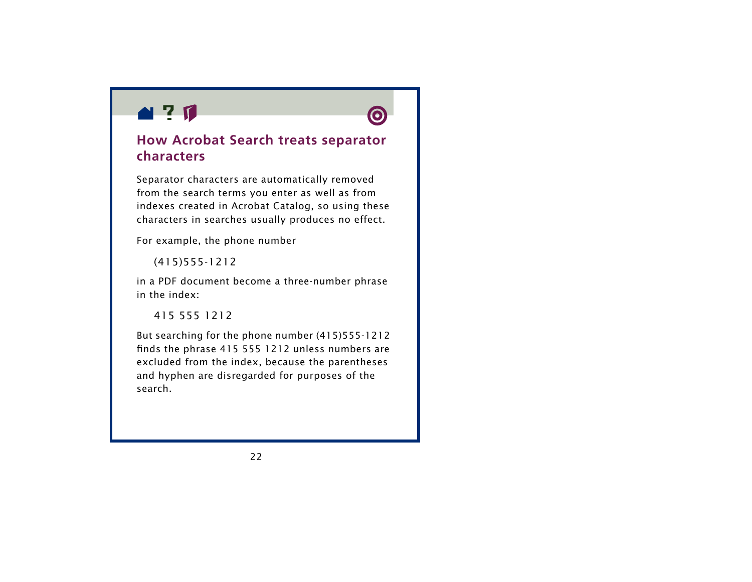## How Acrobat Search treats separator characters

Separator characters are automatically removed from the search terms you enter as well as from indexes created in Acrobat Catalog, so using these characters in searches usually produces no effect.

For example, the phone number

(415)555-1212

in a PDF document become a three-number phrase in the index:

415 555 1212

But searching for the phone number (415)555-1212 finds the phrase 415 555 1212 unless numbers are excluded from the index, because the parentheses and hyphen are disregarded for purposes of the search.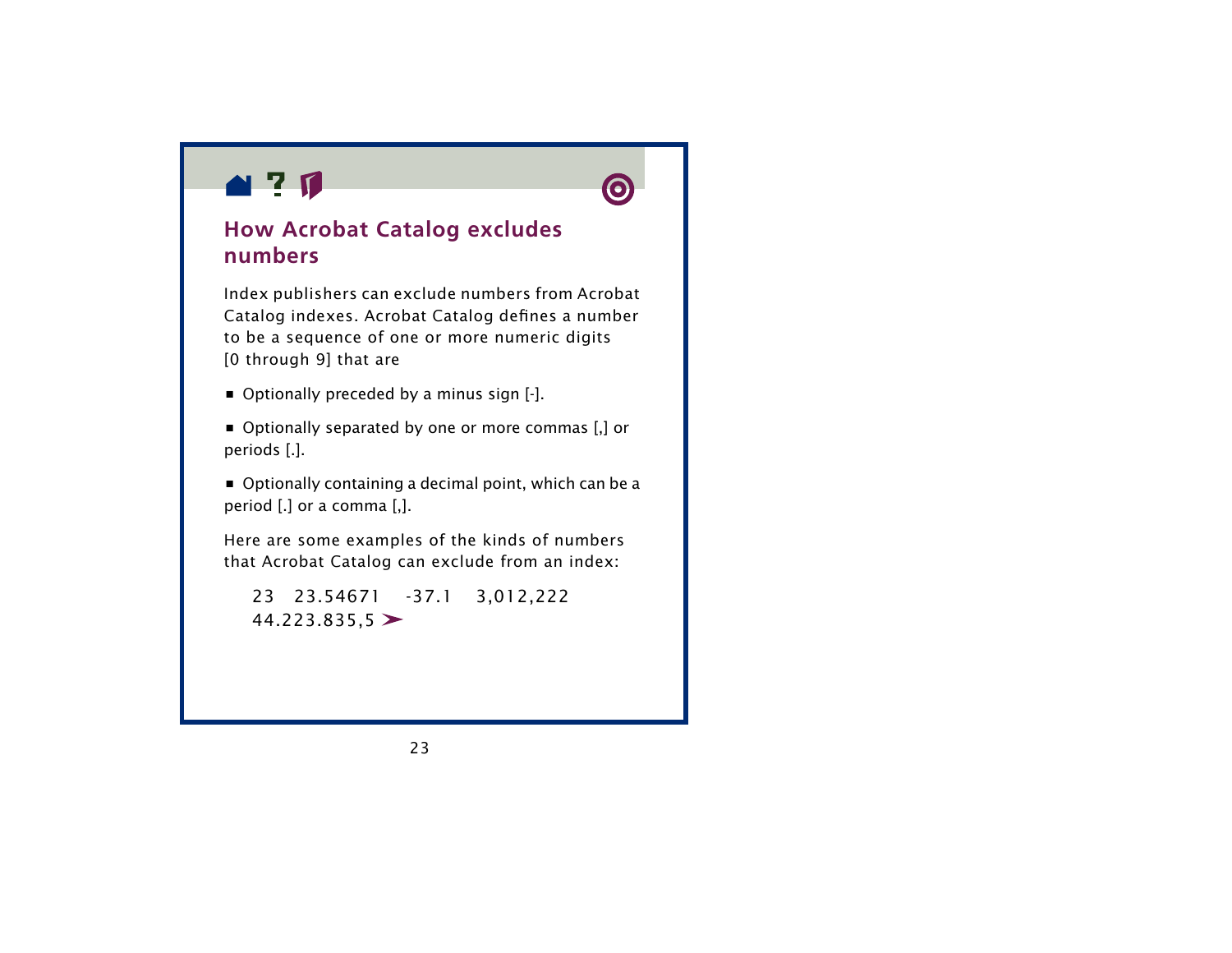## How Acrobat Catalog excludes numbers

Index publishers can exclude numbers from Acrobat Catalog indexes. Acrobat Catalog defines a number to be a sequence of one or more numeric digits [0 through 9] that are

- Optionally preceded by a minus sign [-].
- Optionally separated by one or more commas [,] or periods [.].
- Optionally containing a decimal point, which can be a period [.] or a comma [,].

Here are some examples of the kinds of numbers that Acrobat Catalog can exclude from an index:

23   23.54671   -37.1   3,012,222
44.223.835,5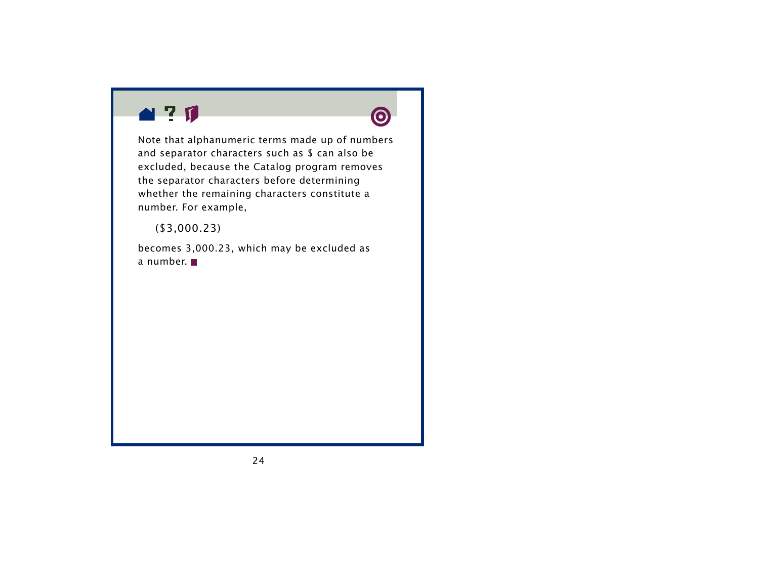Note that alphanumeric terms made up of numbers and separator characters such as $ can also be excluded, because the Catalog program removes the separator characters before determining whether the remaining characters constitute a number. For example,

    ($3,000.23)

becomes 3,000.23, which may be excluded as a number.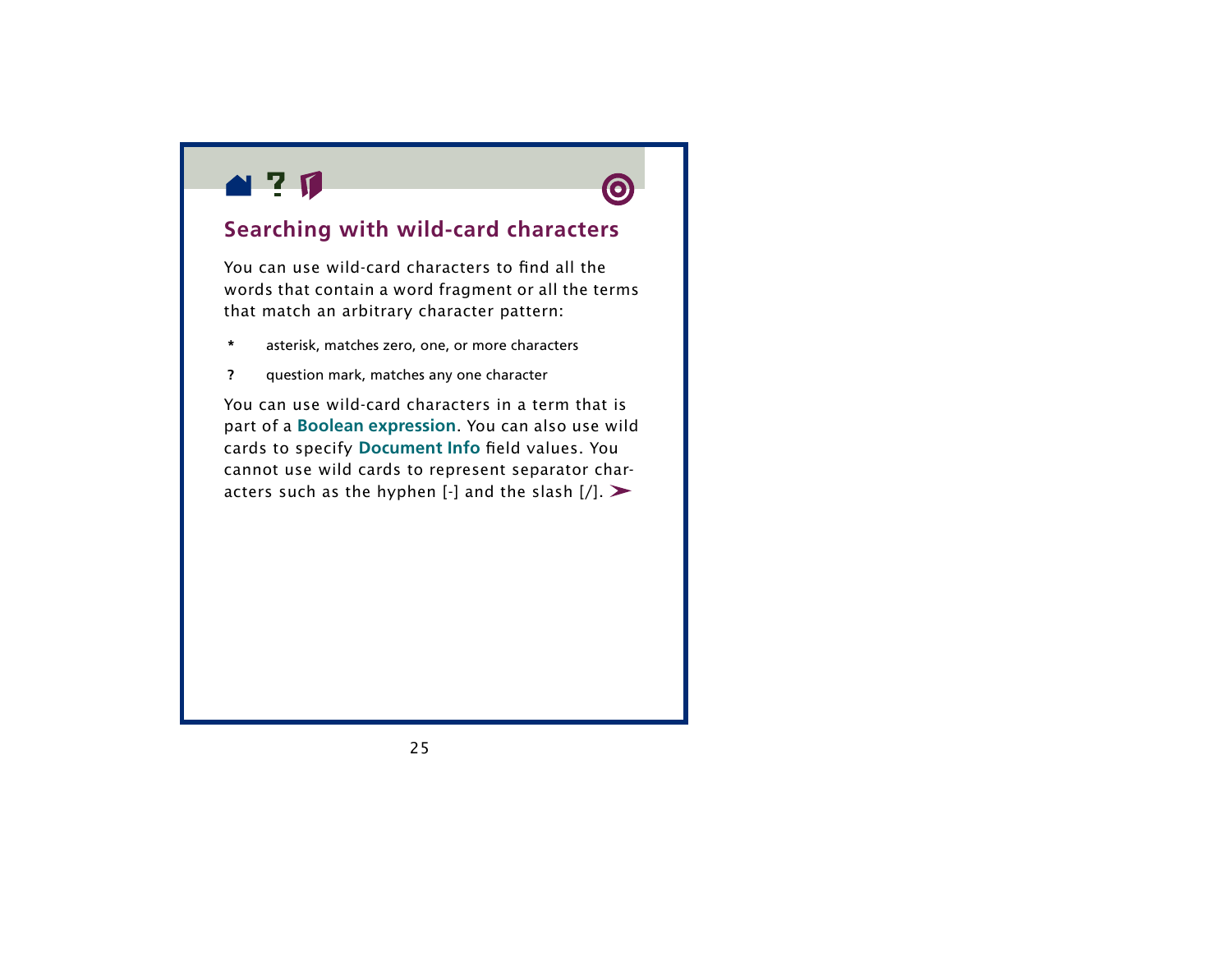## Searching with wild-card characters

You can use wild-card characters to find all the words that contain a word fragment or all the terms that match an arbitrary character pattern:

- **\*** asterisk, matches zero, one, or more characters
- **?** question mark, matches any one character

You can use wild-card characters in a term that is part of a **Boolean expression**. You can also use wild cards to specify **Document Info** field values. You cannot use wild cards to represent separator characters such as the hyphen [-] and the slash [/].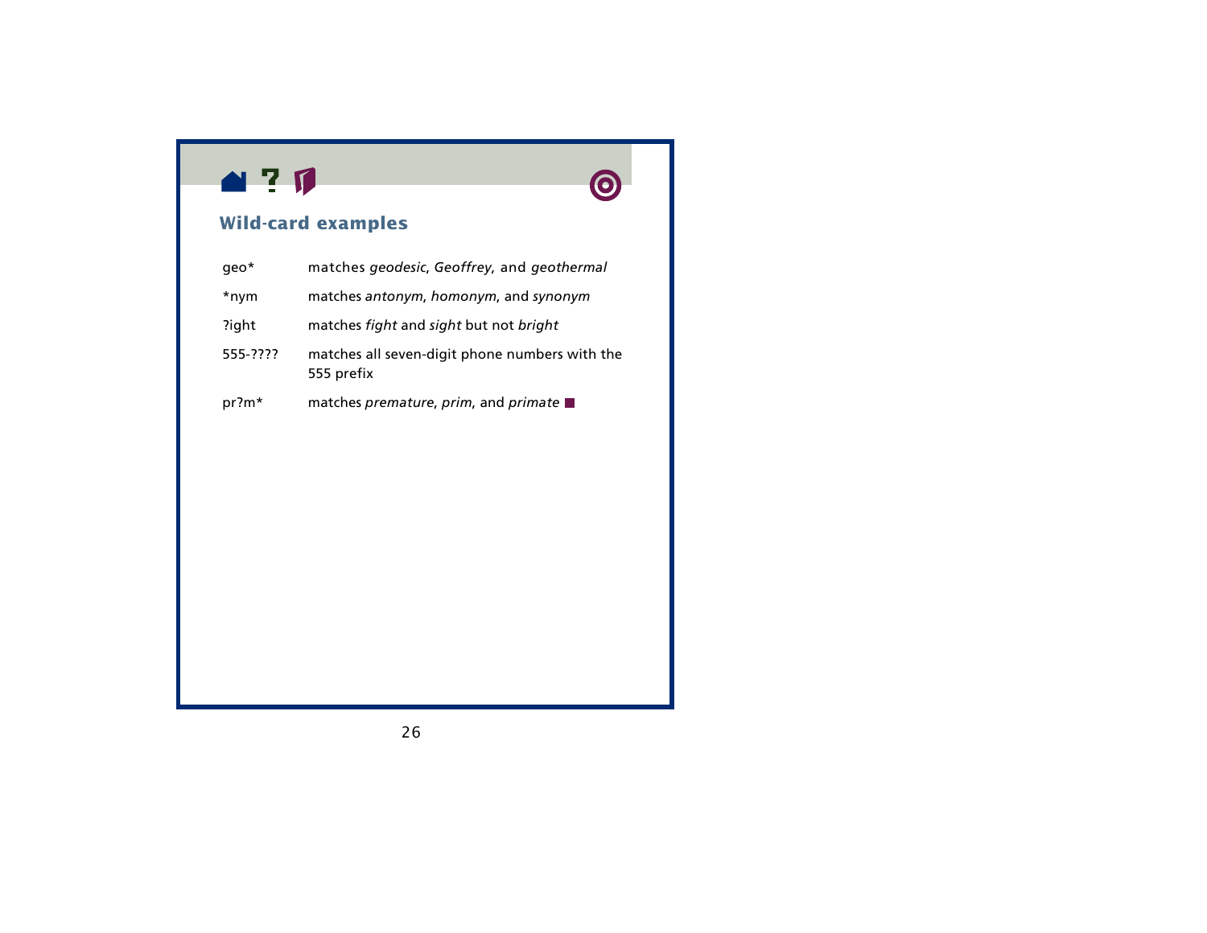## Wild-card examples

| | |
|---|---|
| geo* | matches *geodesic*, *Geoffrey*, and *geothermal* |
| *nym | matches *antonym*, *homonym*, and *synonym* |
| ?ight | matches *fight* and *sight* but not *bright* |
| 555-???? | matches all seven-digit phone numbers with the 555 prefix |
| pr?m* | matches *premature*, *prim*, and *primate* |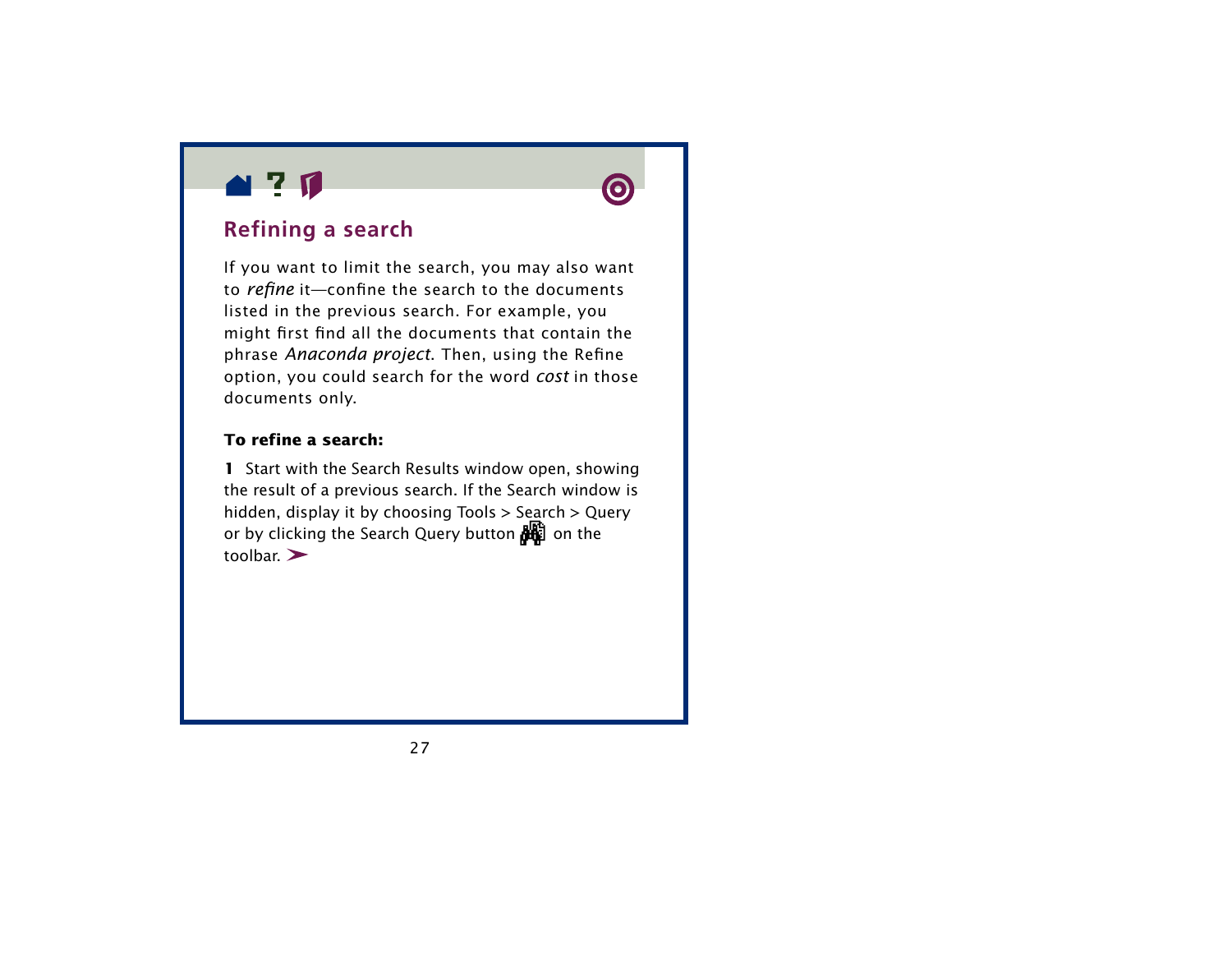## Refining a search

If you want to limit the search, you may also want to *refine* it—confine the search to the documents listed in the previous search. For example, you might first find all the documents that contain the phrase *Anaconda project*. Then, using the Refine option, you could search for the word *cost* in those documents only.

**To refine a search:**

**1** Start with the Search Results window open, showing the result of a previous search. If the Search window is hidden, display it by choosing Tools > Search > Query or by clicking the Search Query button on the toolbar.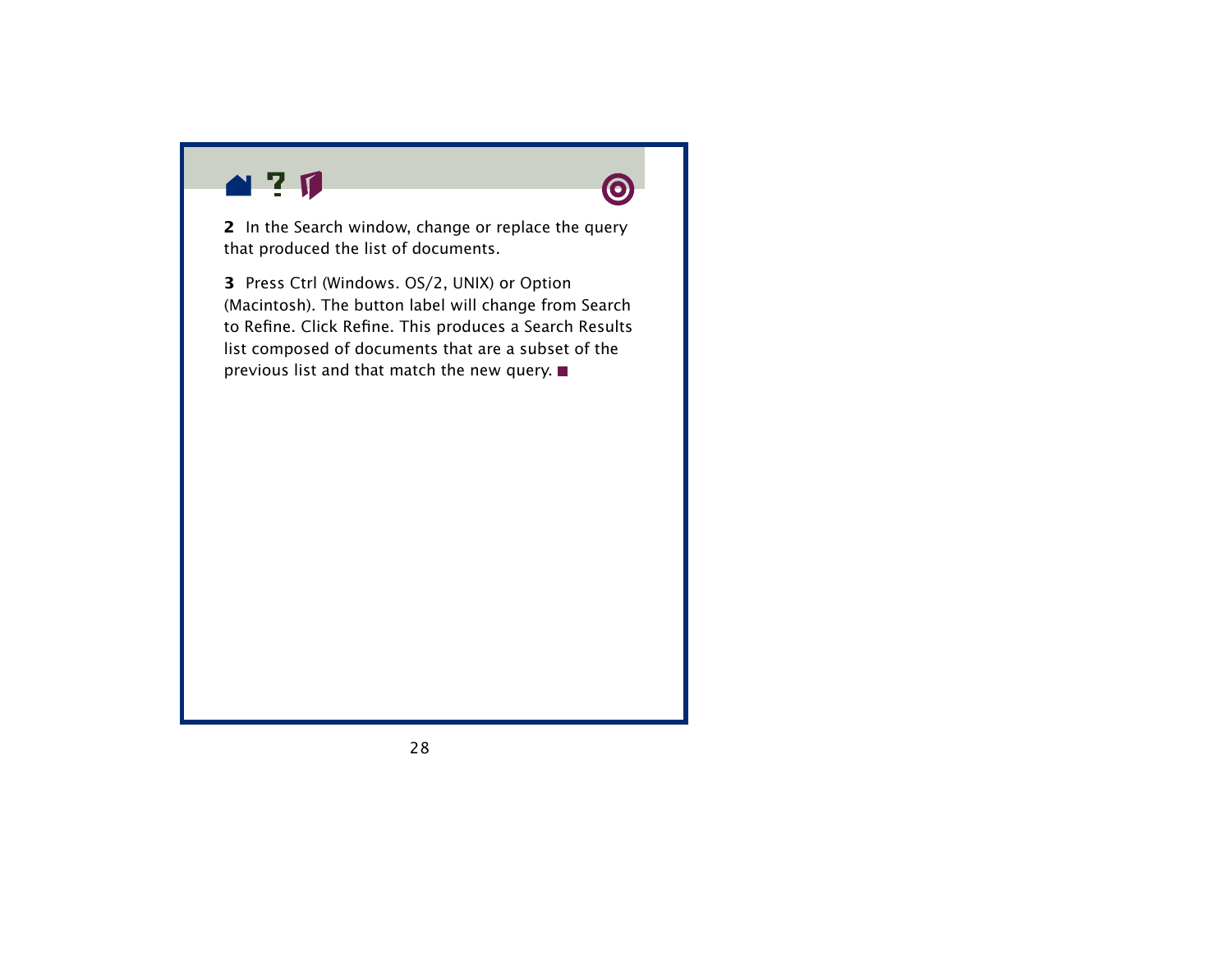**2** In the Search window, change or replace the query that produced the list of documents.

**3** Press Ctrl (Windows. OS/2, UNIX) or Option (Macintosh). The button label will change from Search to Refine. Click Refine. This produces a Search Results list composed of documents that are a subset of the previous list and that match the new query. ■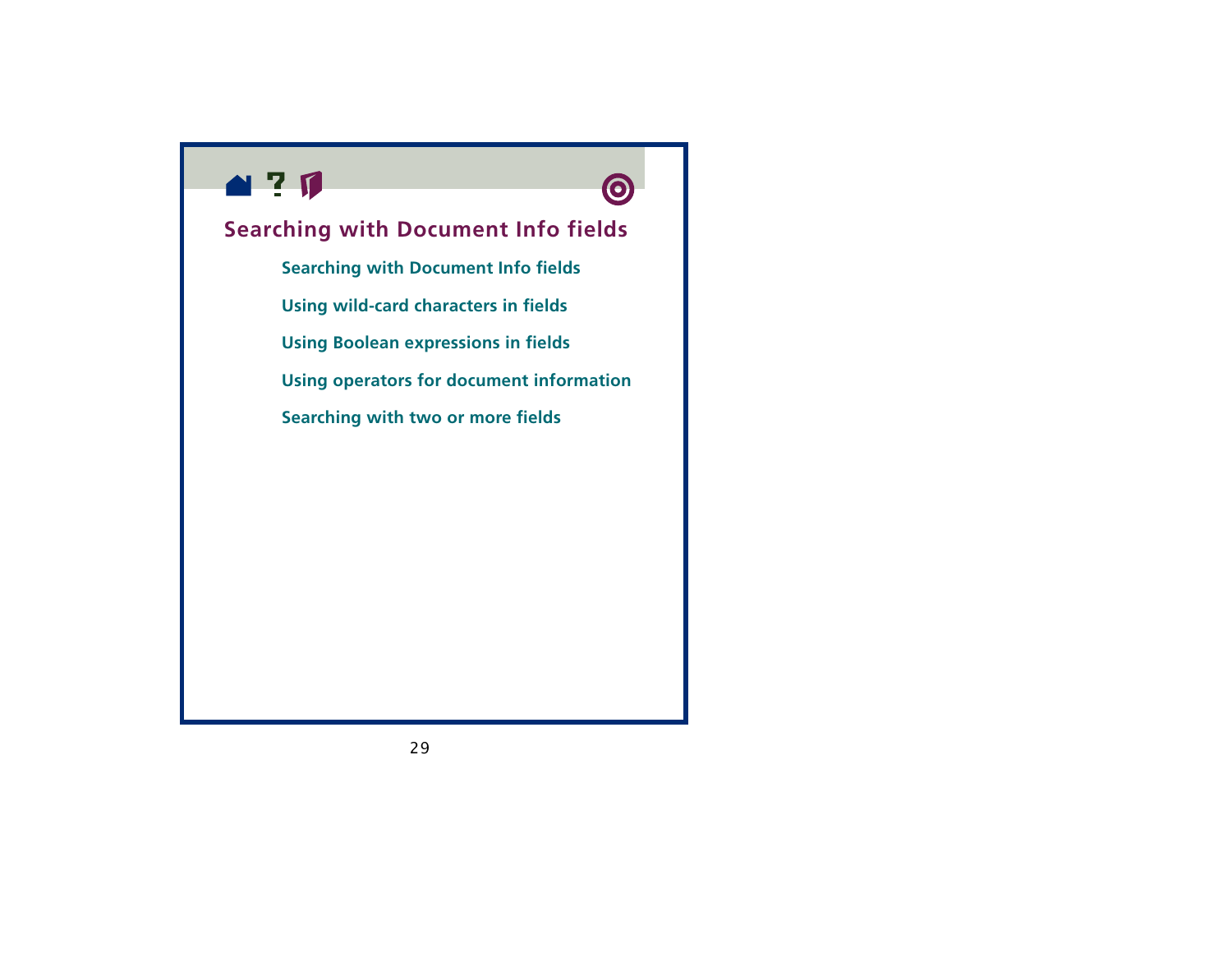# Searching with Document Info fields

- Searching with Document Info fields
- Using wild-card characters in fields
- Using Boolean expressions in fields
- Using operators for document information
- Searching with two or more fields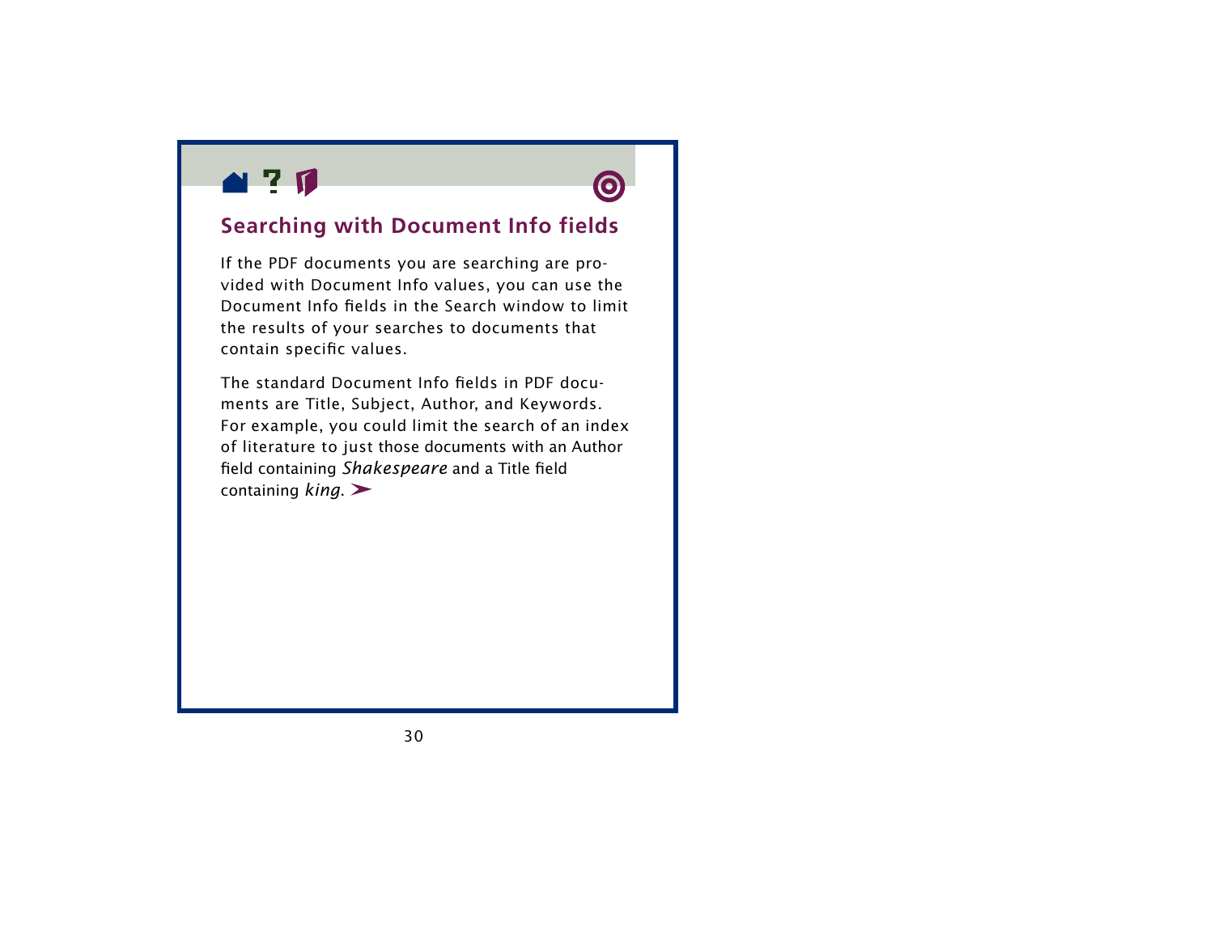## Searching with Document Info fields

If the PDF documents you are searching are provided with Document Info values, you can use the Document Info fields in the Search window to limit the results of your searches to documents that contain specific values.

The standard Document Info fields in PDF documents are Title, Subject, Author, and Keywords. For example, you could limit the search of an index of literature to just those documents with an Author field containing *Shakespeare* and a Title field containing *king*.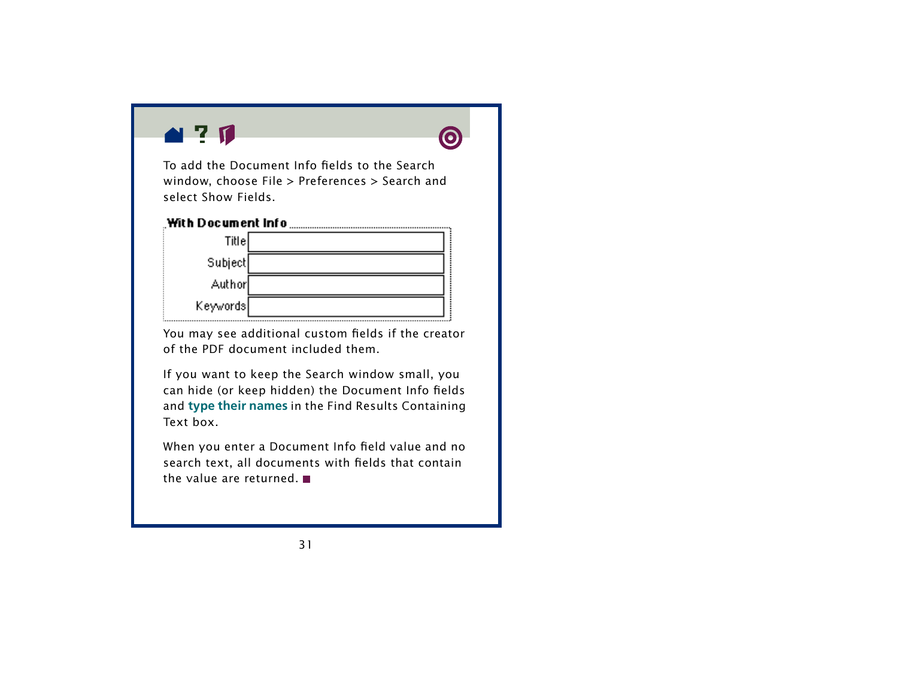To add the Document Info fields to the Search window, choose File > Preferences > Search and select Show Fields.

**With Document Info**

| | |
|---|---|
| Title | |
| Subject | |
| Author | |
| Keywords | |

You may see additional custom fields if the creator of the PDF document included them.

If you want to keep the Search window small, you can hide (or keep hidden) the Document Info fields and **type their names** in the Find Results Containing Text box.

When you enter a Document Info field value and no search text, all documents with fields that contain the value are returned.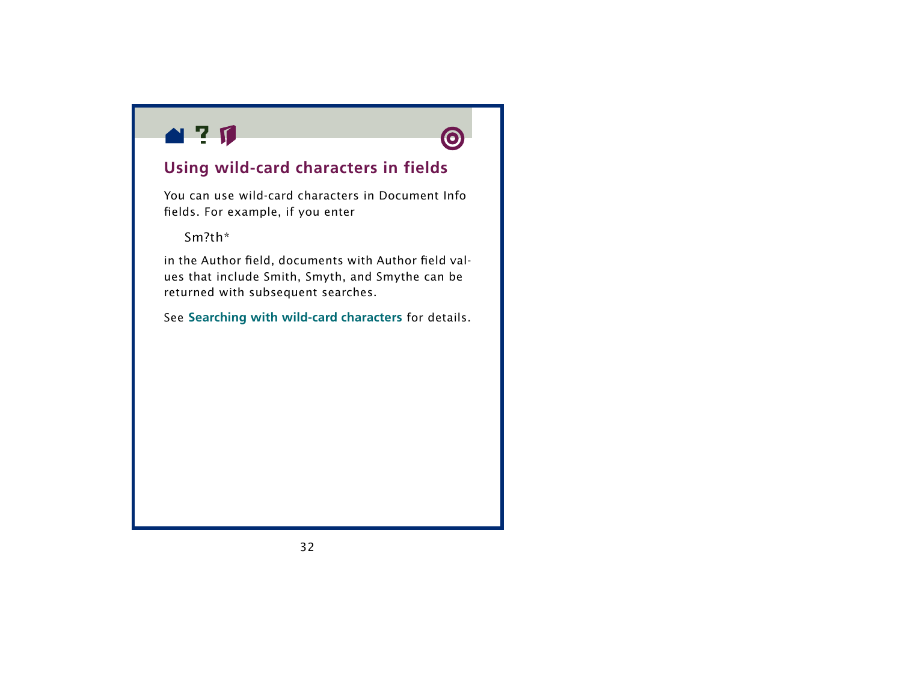## Using wild-card characters in fields

You can use wild-card characters in Document Info fields. For example, if you enter

```
Sm?th*
```

in the Author field, documents with Author field values that include Smith, Smyth, and Smythe can be returned with subsequent searches.

See **Searching with wild-card characters** for details.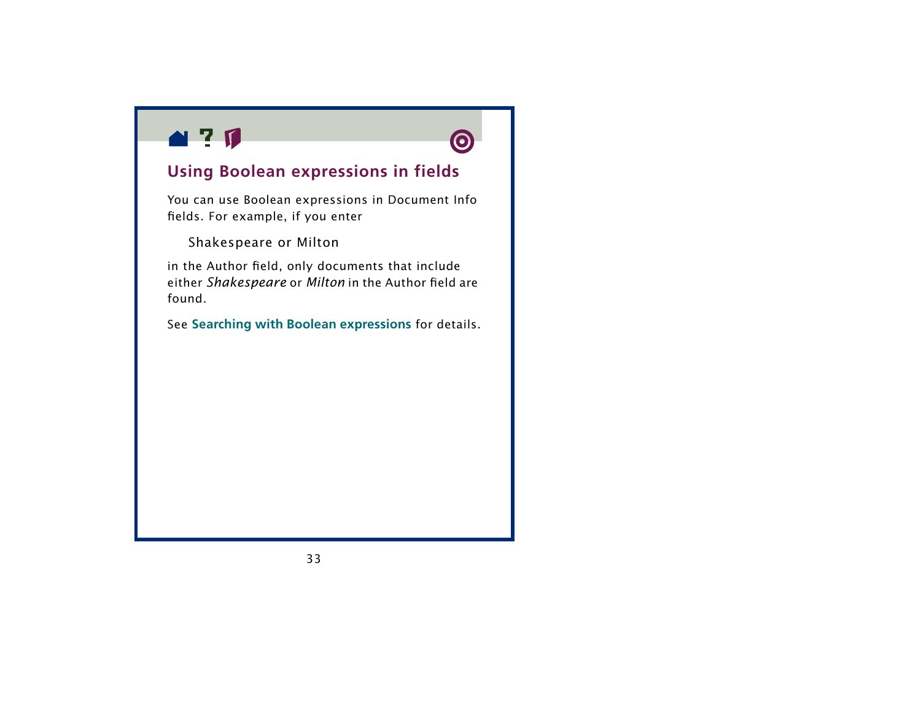## Using Boolean expressions in fields

You can use Boolean expressions in Document Info fields. For example, if you enter

Shakespeare or Milton

in the Author field, only documents that include either *Shakespeare* or *Milton* in the Author field are found.

See **Searching with Boolean expressions** for details.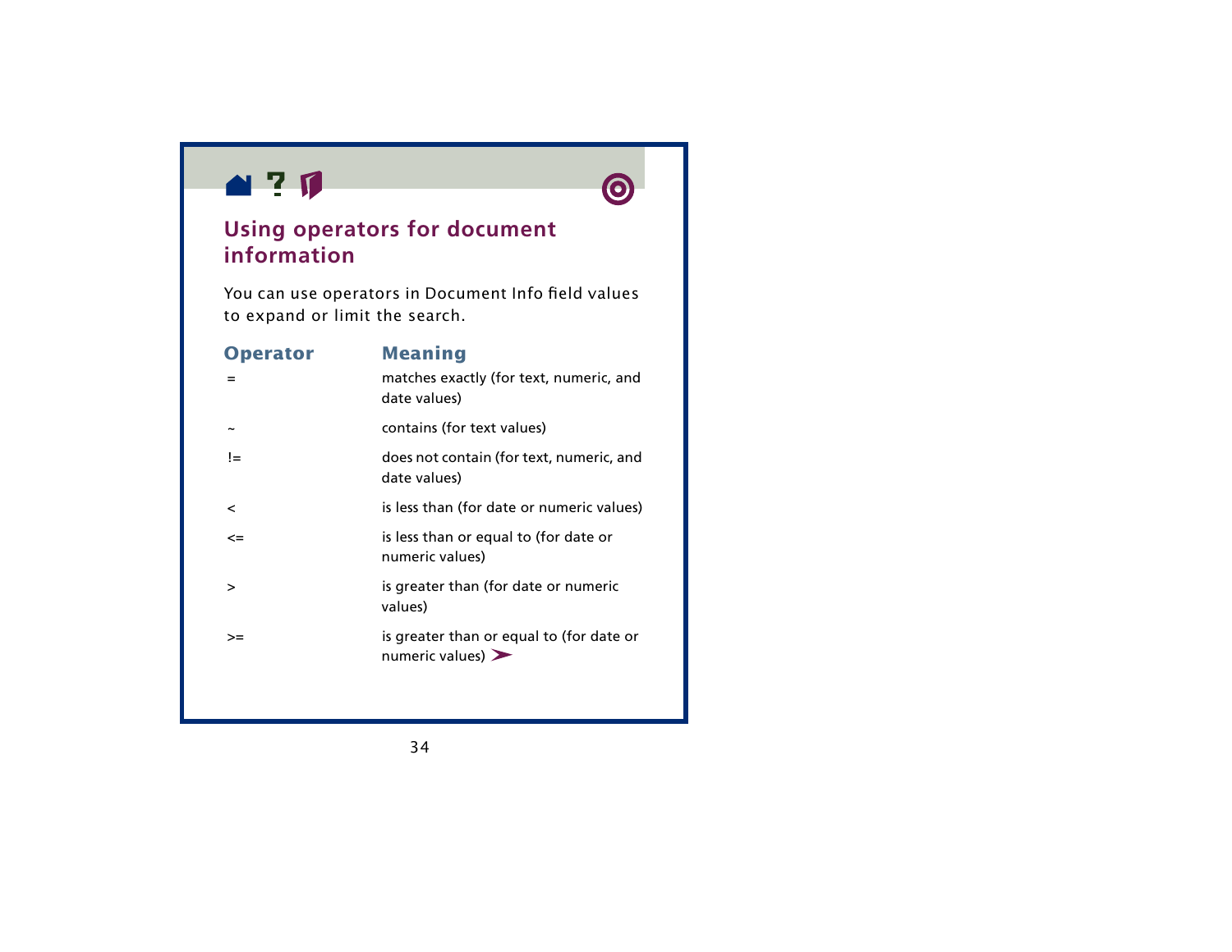## Using operators for document information

You can use operators in Document Info field values to expand or limit the search.

| Operator | Meaning |
| --- | --- |
| = | matches exactly (for text, numeric, and date values) |
| ~ | contains (for text values) |
| != | does not contain (for text, numeric, and date values) |
| < | is less than (for date or numeric values) |
| <= | is less than or equal to (for date or numeric values) |
| > | is greater than (for date or numeric values) |
| >= | is greater than or equal to (for date or numeric values) |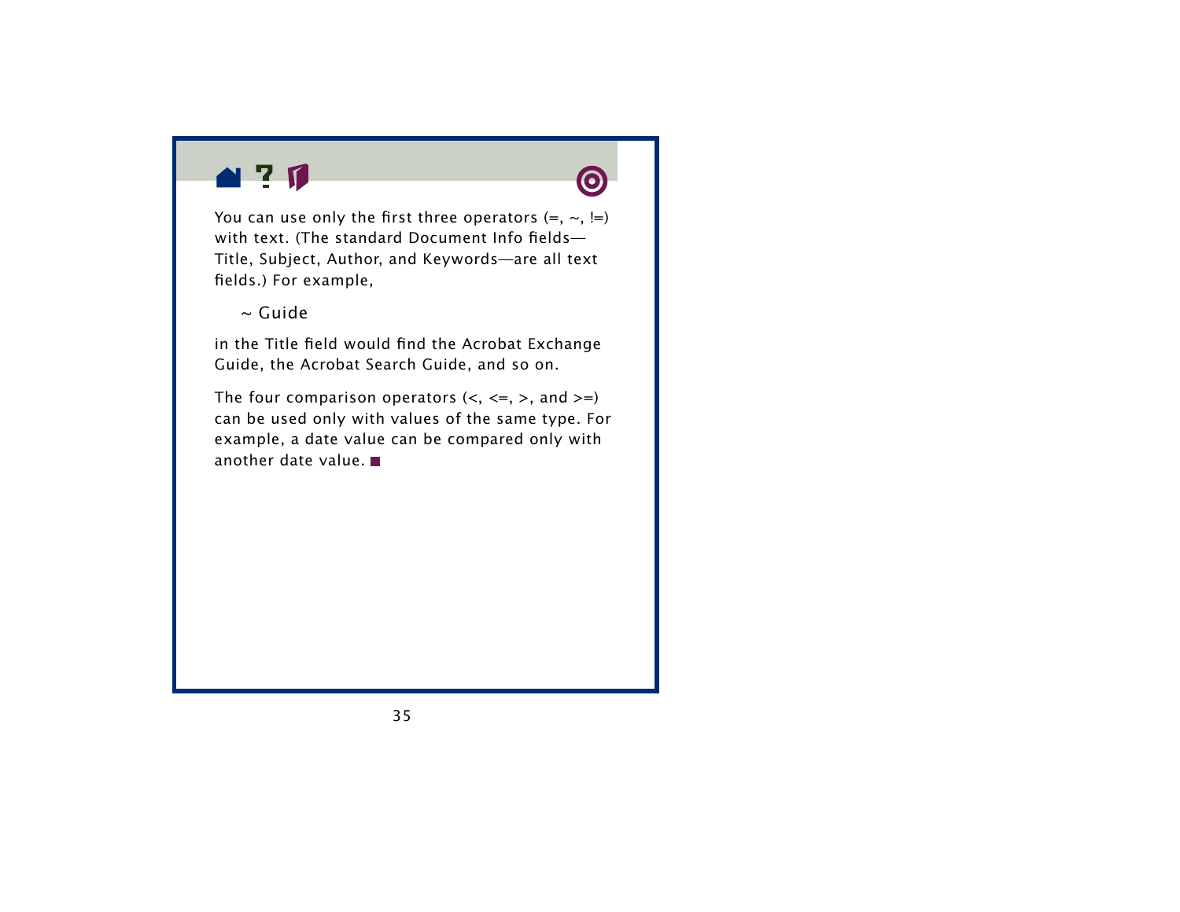You can use only the first three operators (=, ~, !=) with text. (The standard Document Info fields—Title, Subject, Author, and Keywords—are all text fields.) For example,

~ Guide

in the Title field would find the Acrobat Exchange Guide, the Acrobat Search Guide, and so on.

The four comparison operators (<, <=, >, and >=) can be used only with values of the same type. For example, a date value can be compared only with another date value. ■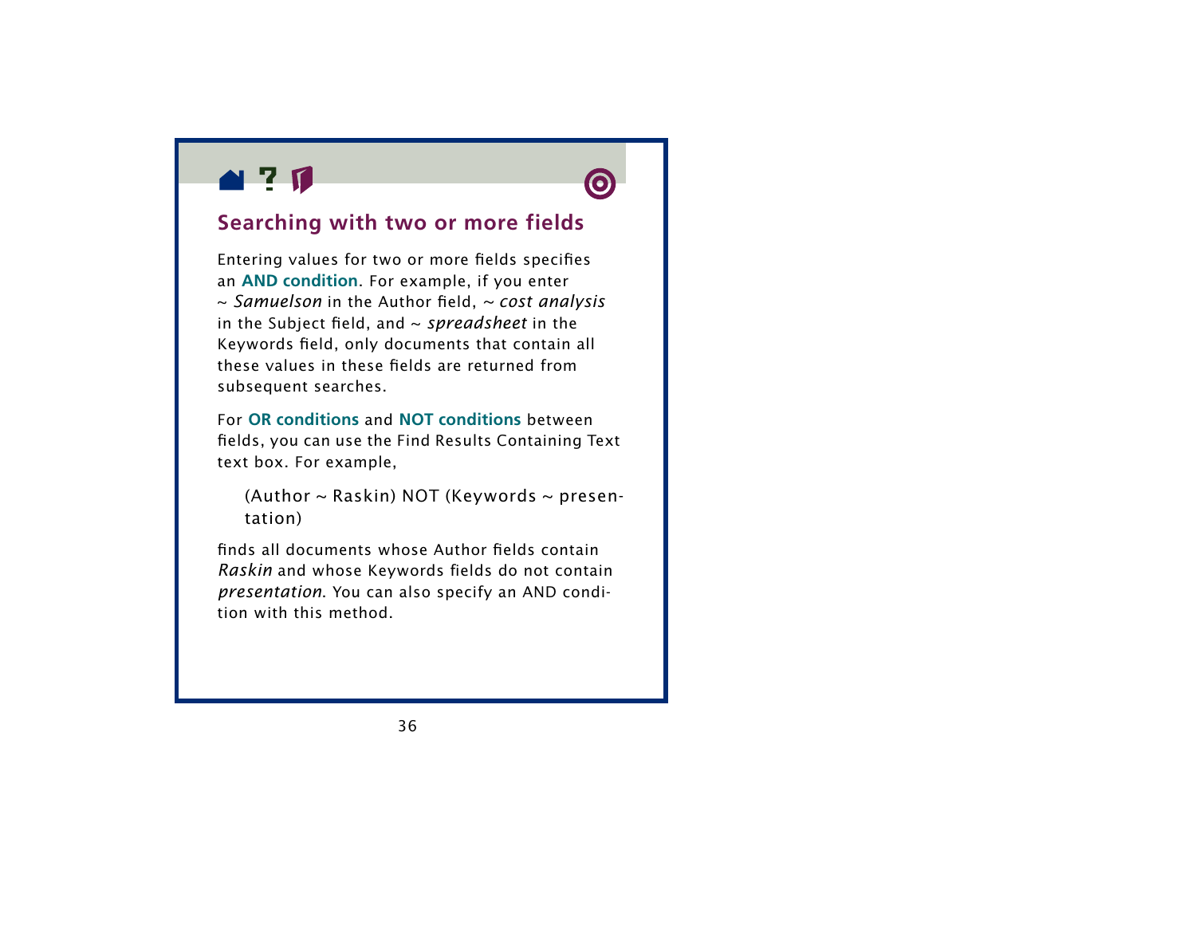## Searching with two or more fields

Entering values for two or more fields specifies an **AND condition**. For example, if you enter ~ *Samuelson* in the Author field, ~ *cost analysis* in the Subject field, and ~ *spreadsheet* in the Keywords field, only documents that contain all these values in these fields are returned from subsequent searches.

For **OR conditions** and **NOT conditions** between fields, you can use the Find Results Containing Text text box. For example,

> (Author ~ Raskin) NOT (Keywords ~ presentation)

finds all documents whose Author fields contain *Raskin* and whose Keywords fields do not contain *presentation*. You can also specify an AND condition with this method.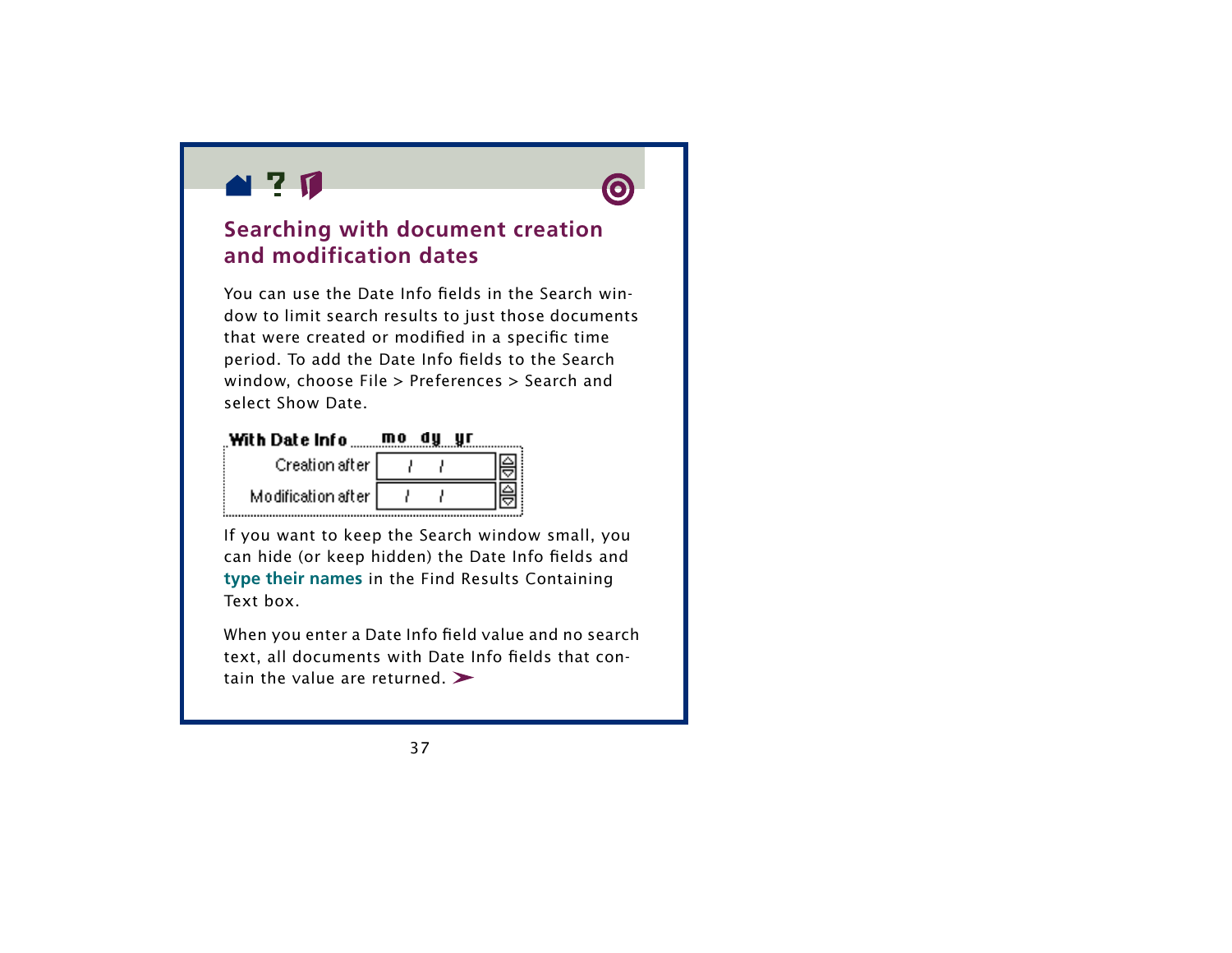## Searching with document creation and modification dates

You can use the Date Info fields in the Search window to limit search results to just those documents that were created or modified in a specific time period. To add the Date Info fields to the Search window, choose File > Preferences > Search and select Show Date.

If you want to keep the Search window small, you can hide (or keep hidden) the Date Info fields and type their names in the Find Results Containing Text box.

When you enter a Date Info field value and no search text, all documents with Date Info fields that contain the value are returned.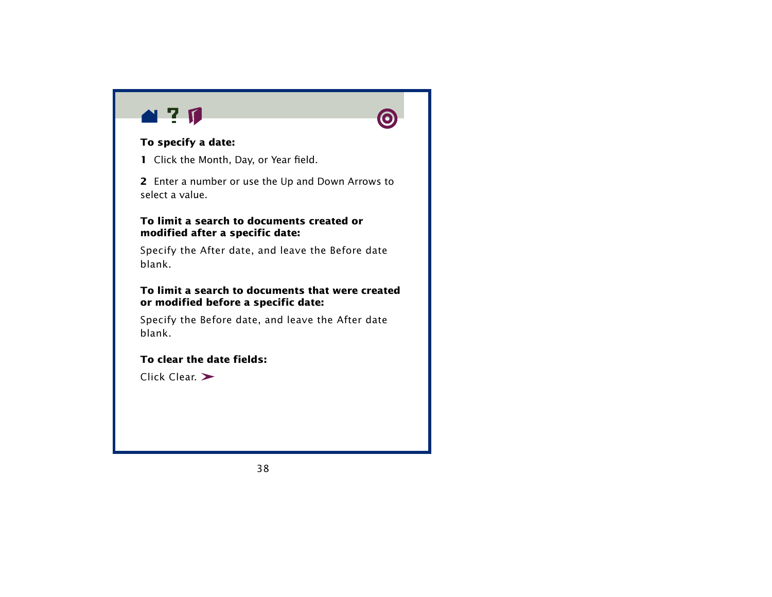**To specify a date:**

1 Click the Month, Day, or Year field.

2 Enter a number or use the Up and Down Arrows to select a value.

**To limit a search to documents created or modified after a specific date:**

Specify the After date, and leave the Before date blank.

**To limit a search to documents that were created or modified before a specific date:**

Specify the Before date, and leave the After date blank.

**To clear the date fields:**

Click Clear.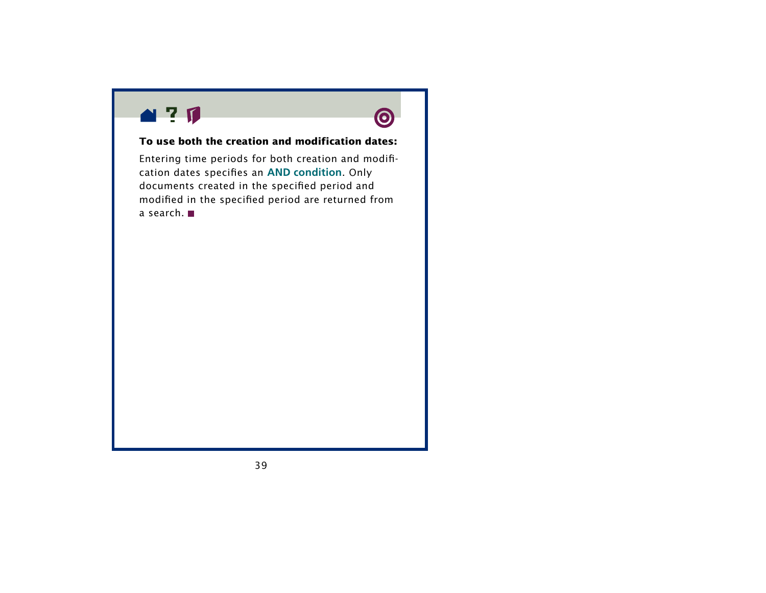**To use both the creation and modification dates:**

Entering time periods for both creation and modification dates specifies an **AND condition**. Only documents created in the specified period and modified in the specified period are returned from a search. ■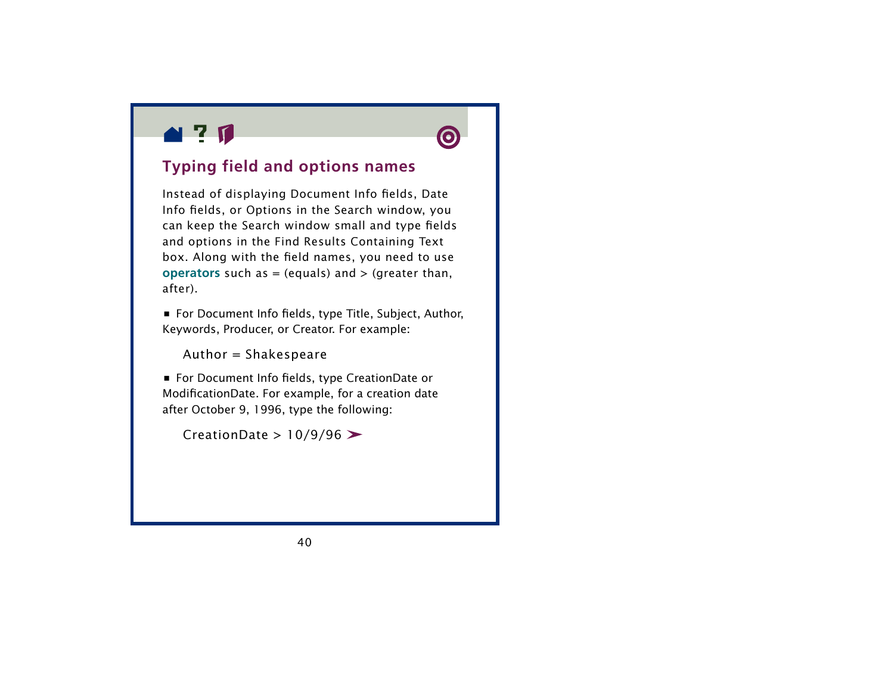## Typing field and options names

Instead of displaying Document Info fields, Date Info fields, or Options in the Search window, you can keep the Search window small and type fields and options in the Find Results Containing Text box. Along with the field names, you need to use **operators** such as = (equals) and > (greater than, after).

- For Document Info fields, type Title, Subject, Author, Keywords, Producer, or Creator. For example:

  Author = Shakespeare

- For Document Info fields, type CreationDate or ModificationDate. For example, for a creation date after October 9, 1996, type the following:

  CreationDate > 10/9/96 ➤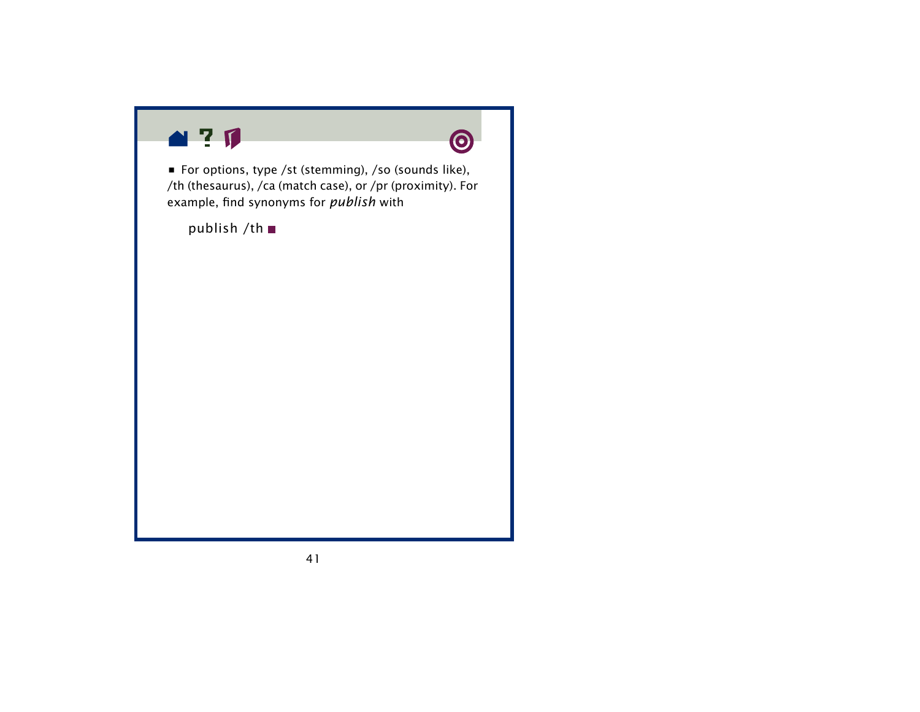■ For options, type /st (stemming), /so (sounds like), /th (thesaurus), /ca (match case), or /pr (proximity). For example, find synonyms for *publish* with

```
publish /th
```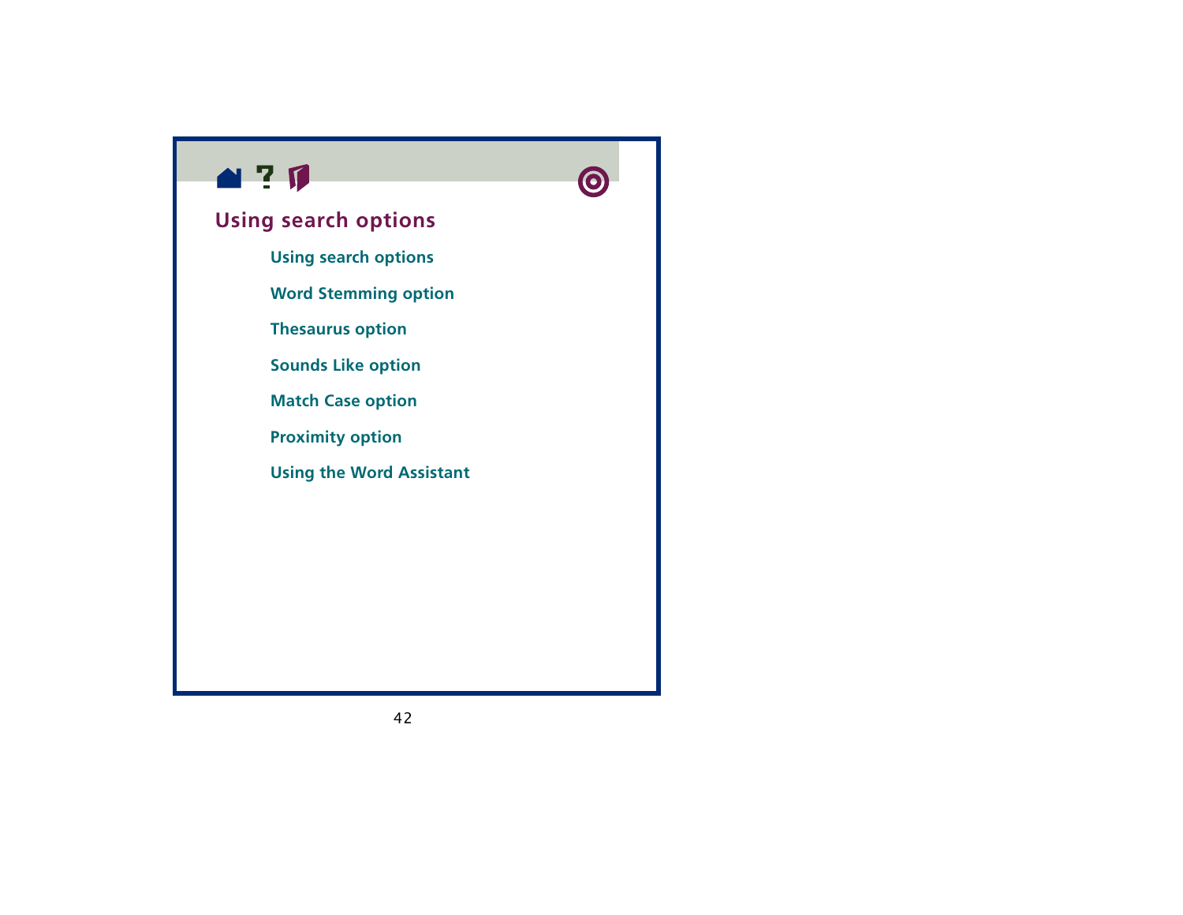## Using search options

- Using search options
- Word Stemming option
- Thesaurus option
- Sounds Like option
- Match Case option
- Proximity option
- Using the Word Assistant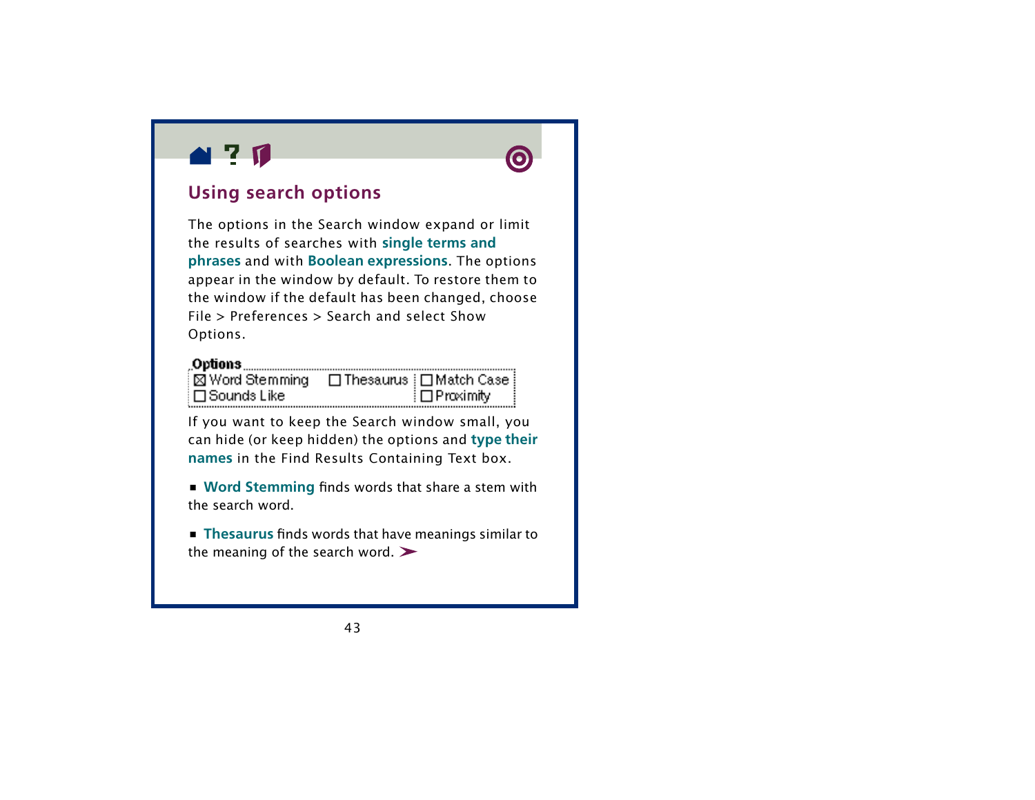## Using search options

The options in the Search window expand or limit the results of searches with **single terms and phrases** and with **Boolean expressions**. The options appear in the window by default. To restore them to the window if the default has been changed, choose File > Preferences > Search and select Show Options.

**Options**

| | | |
|---|---|---|
| ☒ Word Stemming | ☐ Thesaurus | ☐ Match Case |
| ☐ Sounds Like | | ☐ Proximity |

If you want to keep the Search window small, you can hide (or keep hidden) the options and **type their names** in the Find Results Containing Text box.

- **Word Stemming** finds words that share a stem with the search word.
- **Thesaurus** finds words that have meanings similar to the meaning of the search word. ➤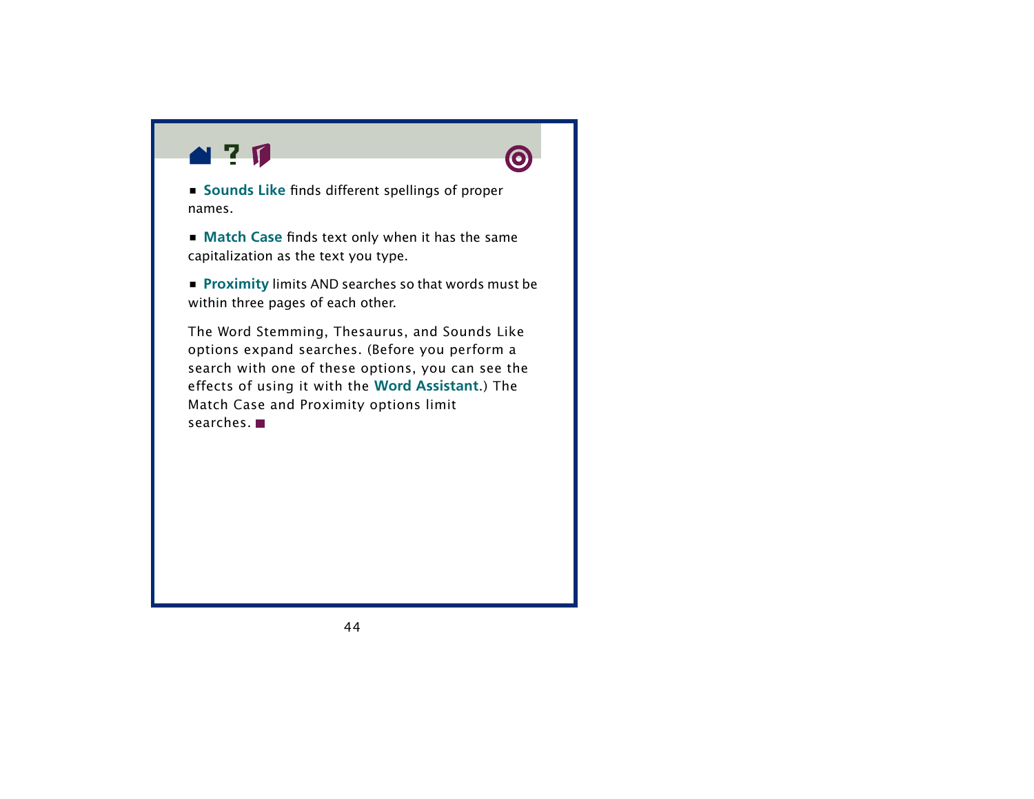- **Sounds Like** finds different spellings of proper names.

- **Match Case** finds text only when it has the same capitalization as the text you type.

- **Proximity** limits AND searches so that words must be within three pages of each other.

The Word Stemming, Thesaurus, and Sounds Like options expand searches. (Before you perform a search with one of these options, you can see the effects of using it with the **Word Assistant**.) The Match Case and Proximity options limit searches. ■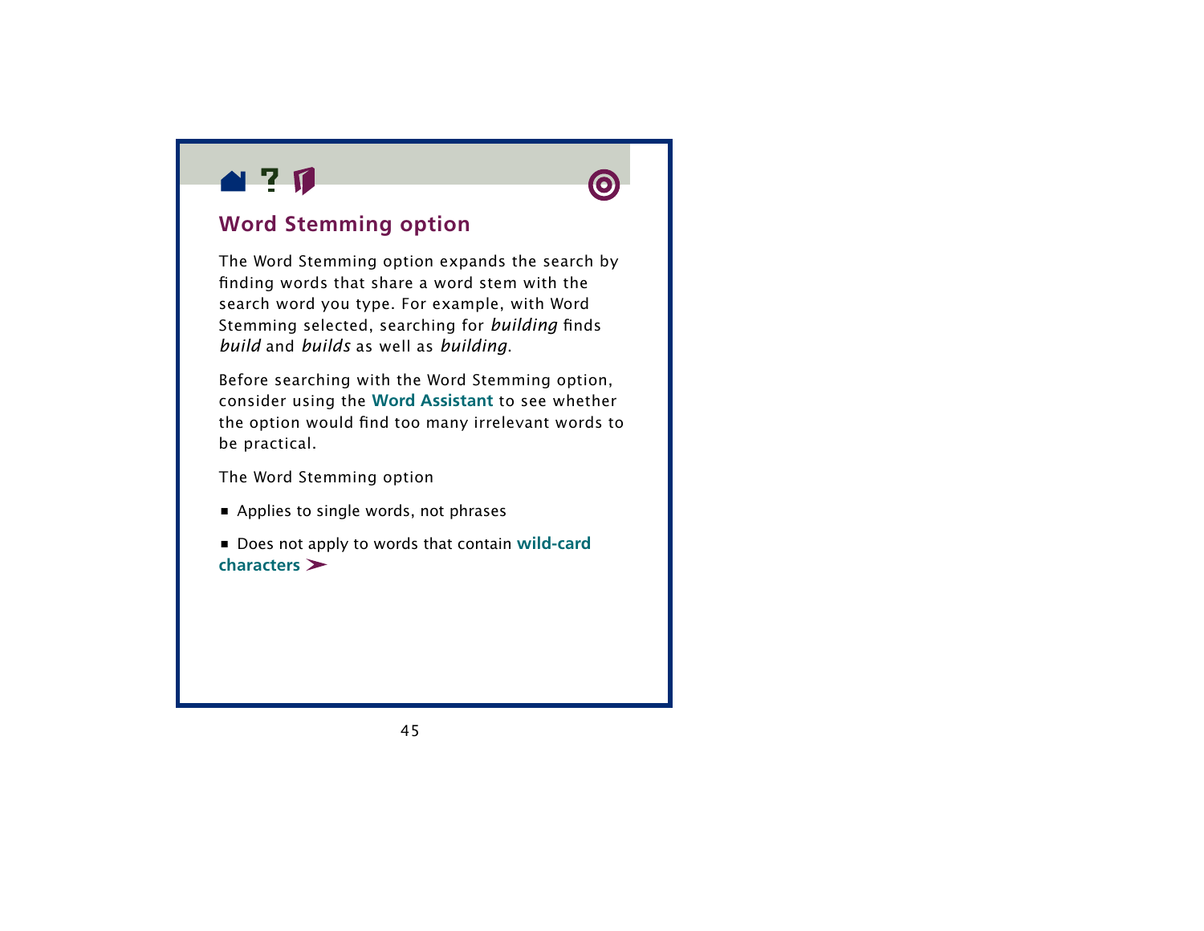## Word Stemming option

The Word Stemming option expands the search by finding words that share a word stem with the search word you type. For example, with Word Stemming selected, searching for *building* finds *build* and *builds* as well as *building*.

Before searching with the Word Stemming option, consider using the **Word Assistant** to see whether the option would find too many irrelevant words to be practical.

The Word Stemming option

- Applies to single words, not phrases
- Does not apply to words that contain **wild-card characters** ➤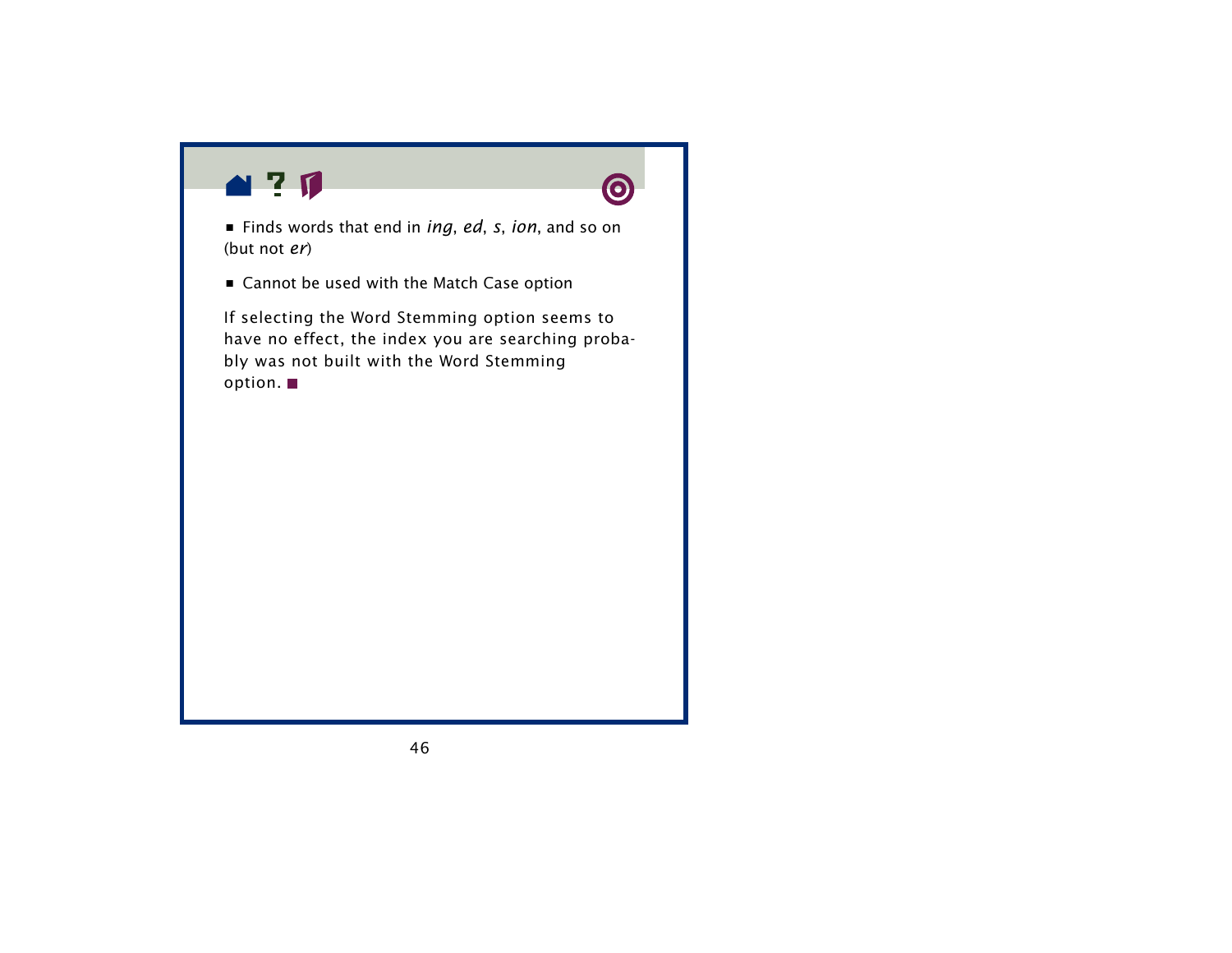- Finds words that end in *ing*, *ed*, *s*, *ion*, and so on (but not *er*)
- Cannot be used with the Match Case option

If selecting the Word Stemming option seems to have no effect, the index you are searching probably was not built with the Word Stemming option. ■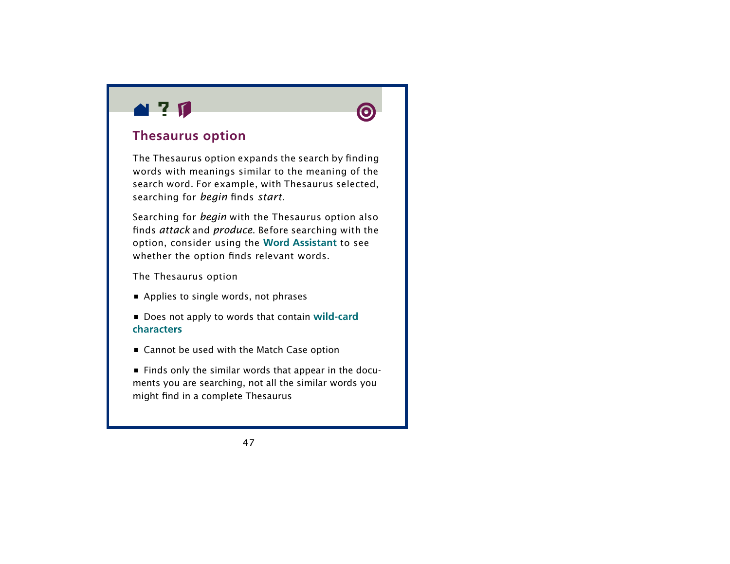## Thesaurus option

The Thesaurus option expands the search by finding words with meanings similar to the meaning of the search word. For example, with Thesaurus selected, searching for *begin* finds *start*.

Searching for *begin* with the Thesaurus option also finds *attack* and *produce*. Before searching with the option, consider using the **Word Assistant** to see whether the option finds relevant words.

The Thesaurus option

- Applies to single words, not phrases
- Does not apply to words that contain **wild-card characters**
- Cannot be used with the Match Case option
- Finds only the similar words that appear in the documents you are searching, not all the similar words you might find in a complete Thesaurus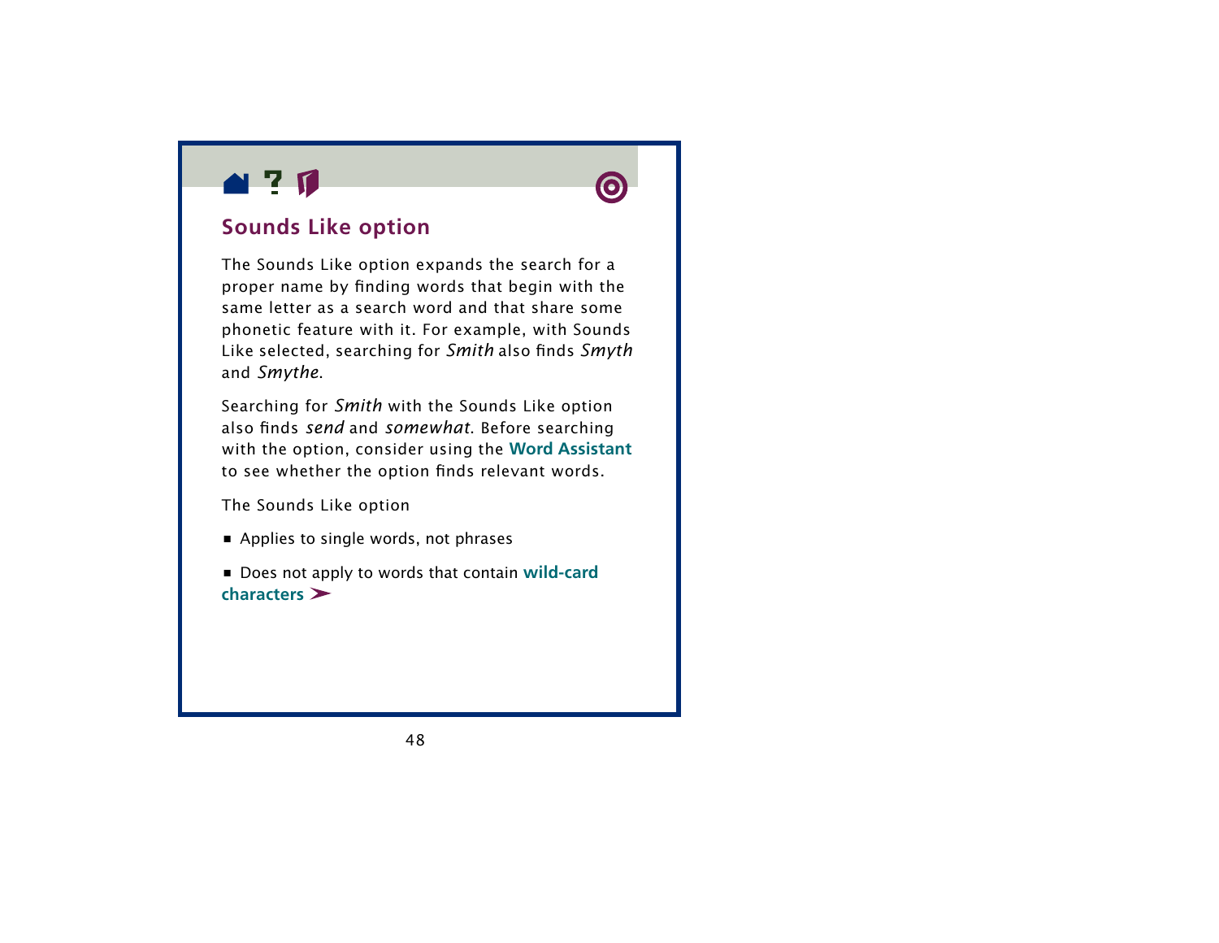## Sounds Like option

The Sounds Like option expands the search for a proper name by finding words that begin with the same letter as a search word and that share some phonetic feature with it. For example, with Sounds Like selected, searching for *Smith* also finds *Smyth* and *Smythe*.

Searching for *Smith* with the Sounds Like option also finds *send* and *somewhat*. Before searching with the option, consider using the **Word Assistant** to see whether the option finds relevant words.

The Sounds Like option

- Applies to single words, not phrases
- Does not apply to words that contain **wild-card characters** ➤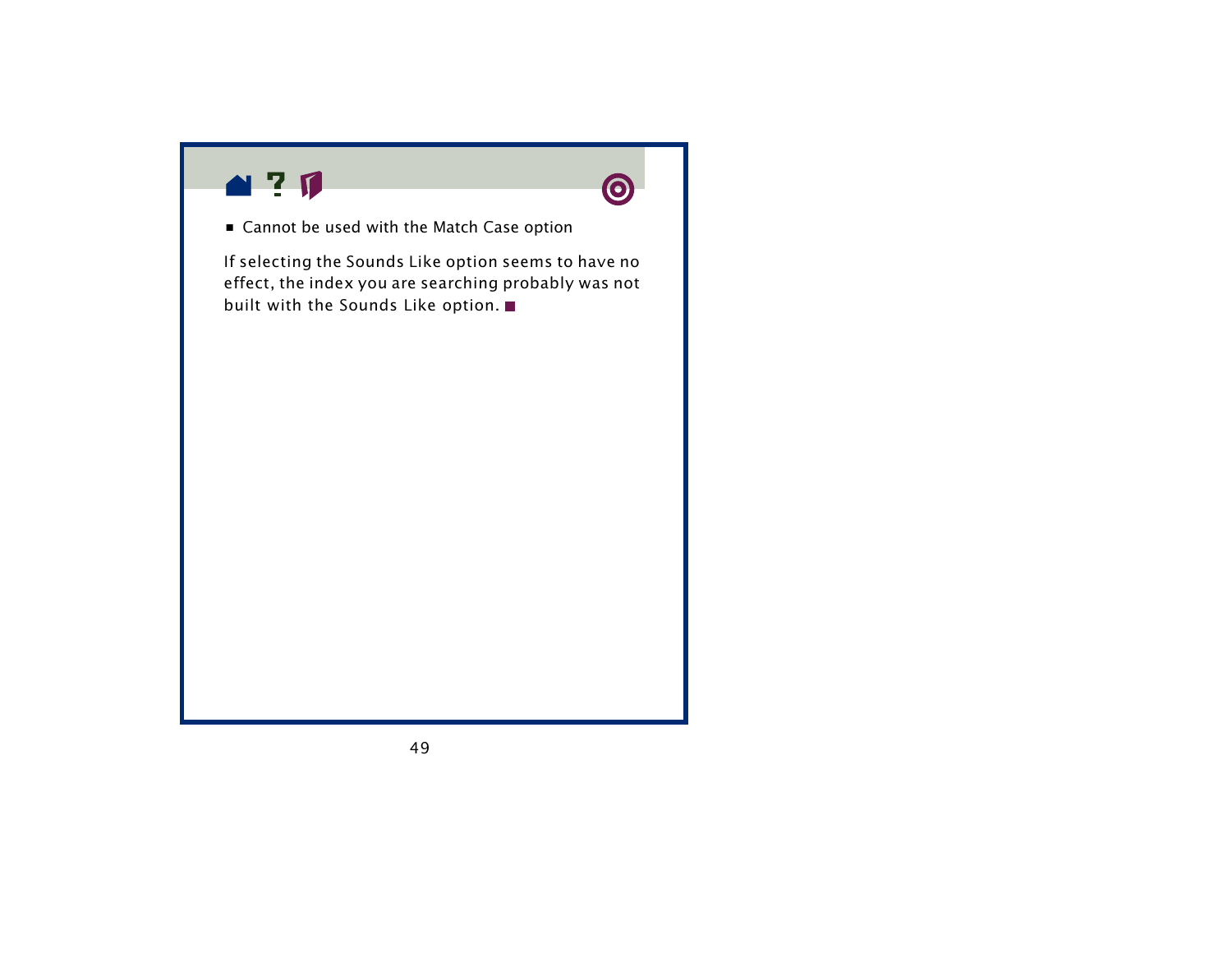- Cannot be used with the Match Case option

If selecting the Sounds Like option seems to have no effect, the index you are searching probably was not built with the Sounds Like option. ■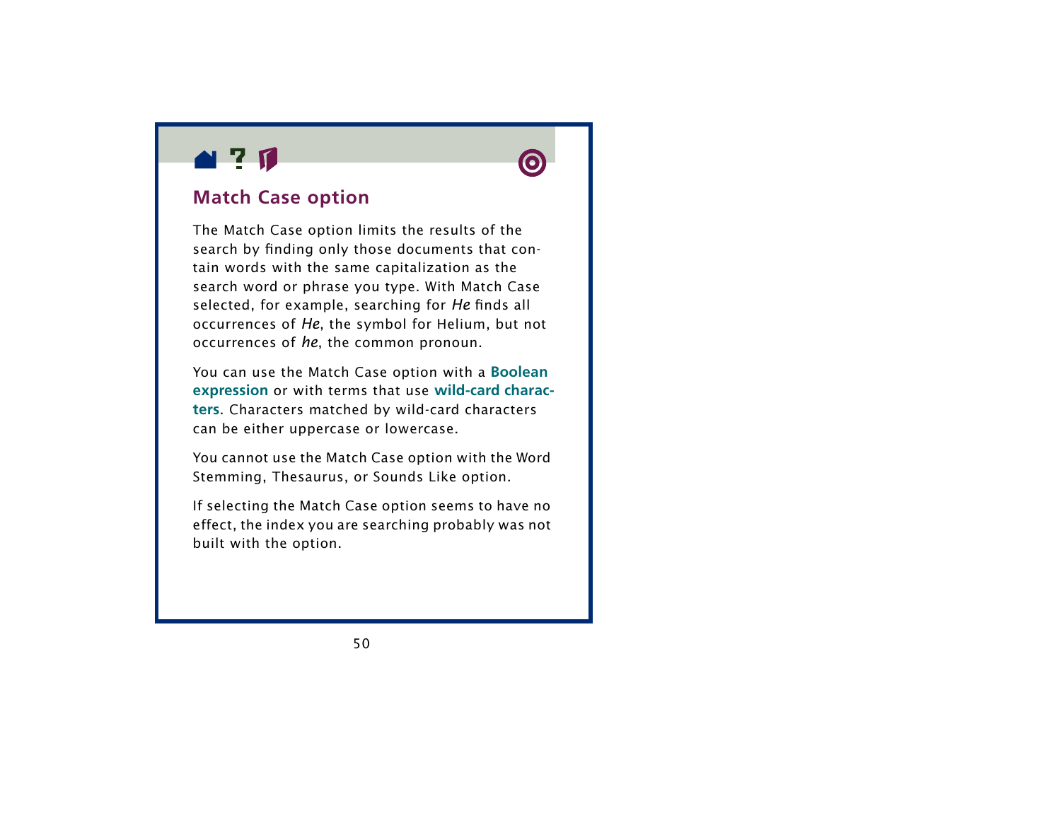## Match Case option

The Match Case option limits the results of the search by finding only those documents that contain words with the same capitalization as the search word or phrase you type. With Match Case selected, for example, searching for *He* finds all occurrences of *He*, the symbol for Helium, but not occurrences of *he*, the common pronoun.

You can use the Match Case option with a **Boolean expression** or with terms that use **wild-card characters**. Characters matched by wild-card characters can be either uppercase or lowercase.

You cannot use the Match Case option with the Word Stemming, Thesaurus, or Sounds Like option.

If selecting the Match Case option seems to have no effect, the index you are searching probably was not built with the option.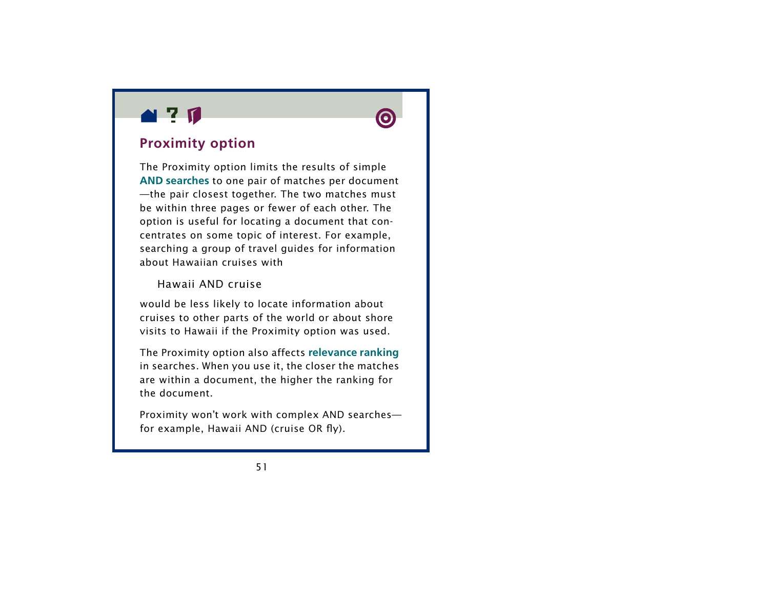## Proximity option

The Proximity option limits the results of simple **AND searches** to one pair of matches per document—the pair closest together. The two matches must be within three pages or fewer of each other. The option is useful for locating a document that concentrates on some topic of interest. For example, searching a group of travel guides for information about Hawaiian cruises with

Hawaii AND cruise

would be less likely to locate information about cruises to other parts of the world or about shore visits to Hawaii if the Proximity option was used.

The Proximity option also affects **relevance ranking** in searches. When you use it, the closer the matches are within a document, the higher the ranking for the document.

Proximity won't work with complex AND searches—for example, Hawaii AND (cruise OR fly).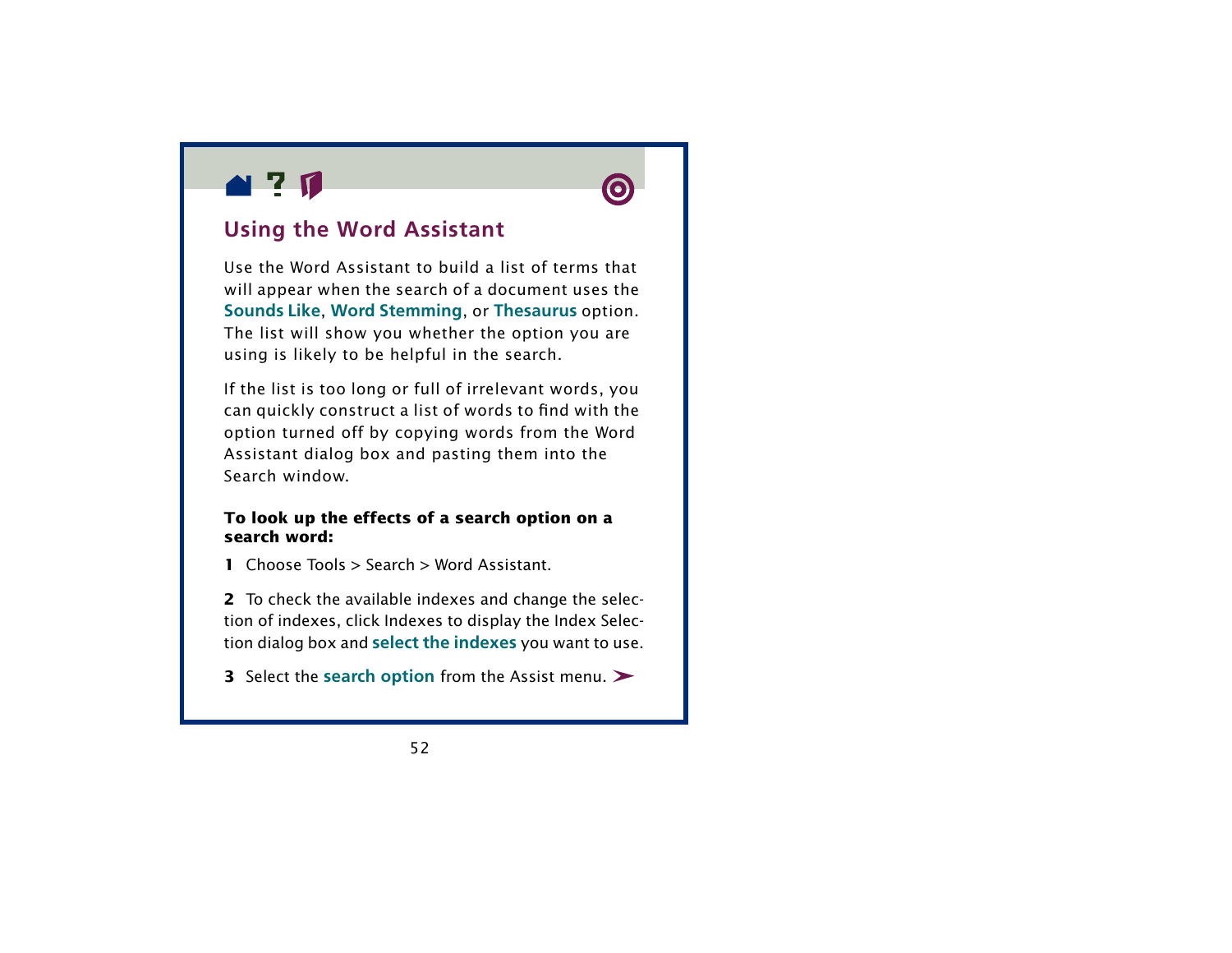## Using the Word Assistant

Use the Word Assistant to build a list of terms that will appear when the search of a document uses the **Sounds Like**, **Word Stemming**, or **Thesaurus** option. The list will show you whether the option you are using is likely to be helpful in the search.

If the list is too long or full of irrelevant words, you can quickly construct a list of words to find with the option turned off by copying words from the Word Assistant dialog box and pasting them into the Search window.

**To look up the effects of a search option on a search word:**

**1** Choose Tools > Search > Word Assistant.

**2** To check the available indexes and change the selection of indexes, click Indexes to display the Index Selection dialog box and **select the indexes** you want to use.

**3** Select the **search option** from the Assist menu. ➤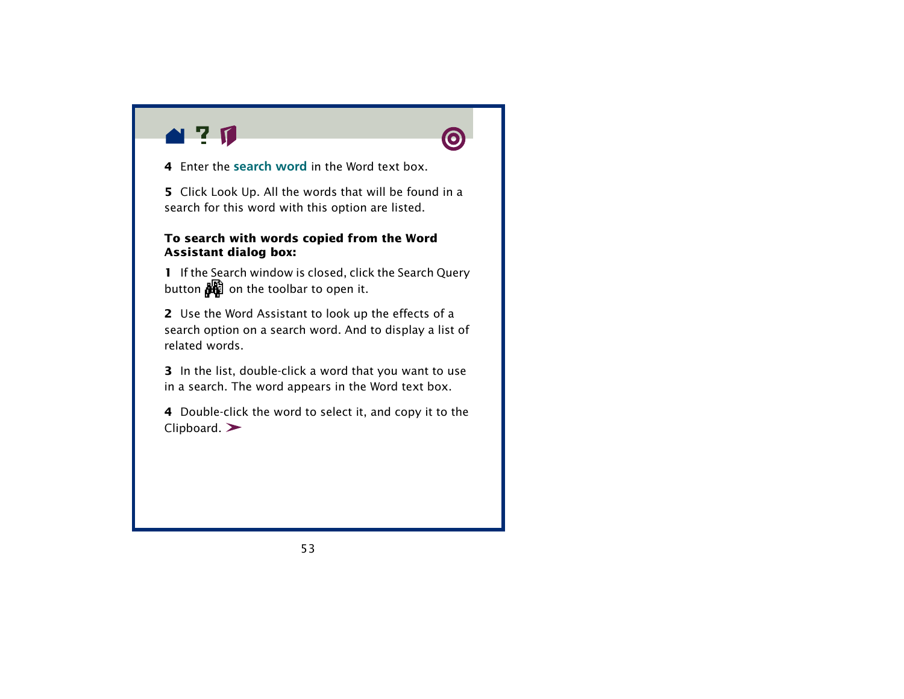4 Enter the search word in the Word text box.

5 Click Look Up. All the words that will be found in a search for this word with this option are listed.

**To search with words copied from the Word Assistant dialog box:**

1 If the Search window is closed, click the Search Query button on the toolbar to open it.

2 Use the Word Assistant to look up the effects of a search option on a search word. And to display a list of related words.

3 In the list, double-click a word that you want to use in a search. The word appears in the Word text box.

4 Double-click the word to select it, and copy it to the Clipboard.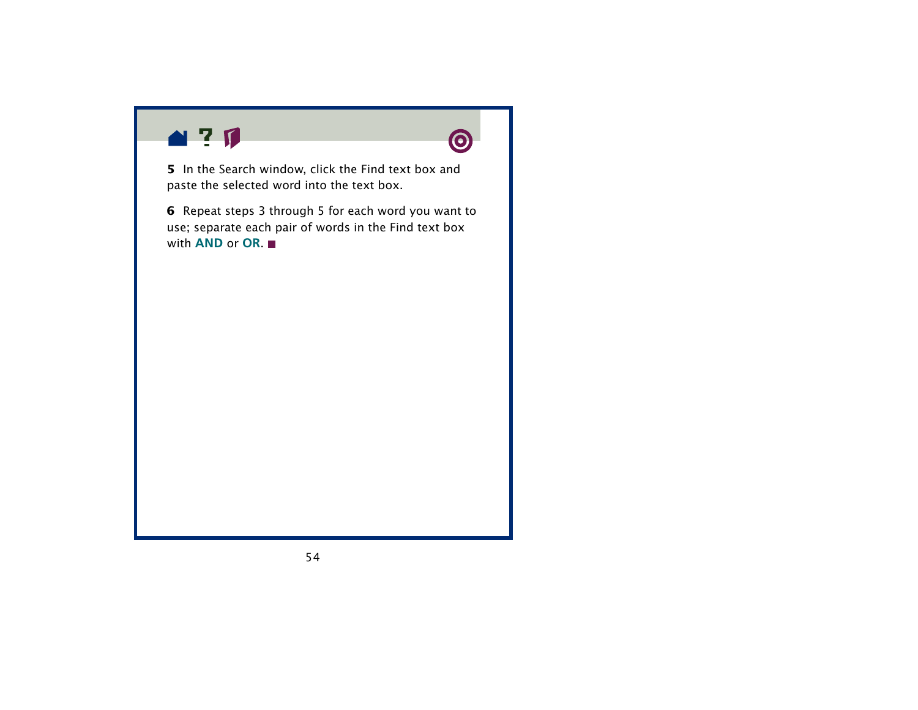**5** In the Search window, click the Find text box and paste the selected word into the text box.

**6** Repeat steps 3 through 5 for each word you want to use; separate each pair of words in the Find text box with **AND** or **OR**. ■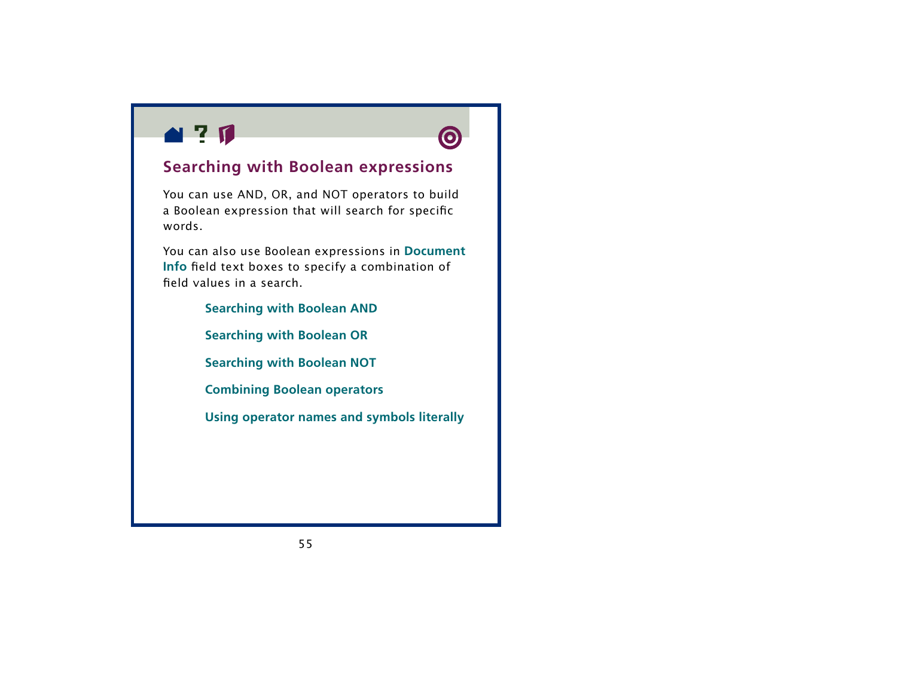## Searching with Boolean expressions

You can use AND, OR, and NOT operators to build a Boolean expression that will search for specific words.

You can also use Boolean expressions in **Document Info** field text boxes to specify a combination of field values in a search.

- **Searching with Boolean AND**
- **Searching with Boolean OR**
- **Searching with Boolean NOT**
- **Combining Boolean operators**
- **Using operator names and symbols literally**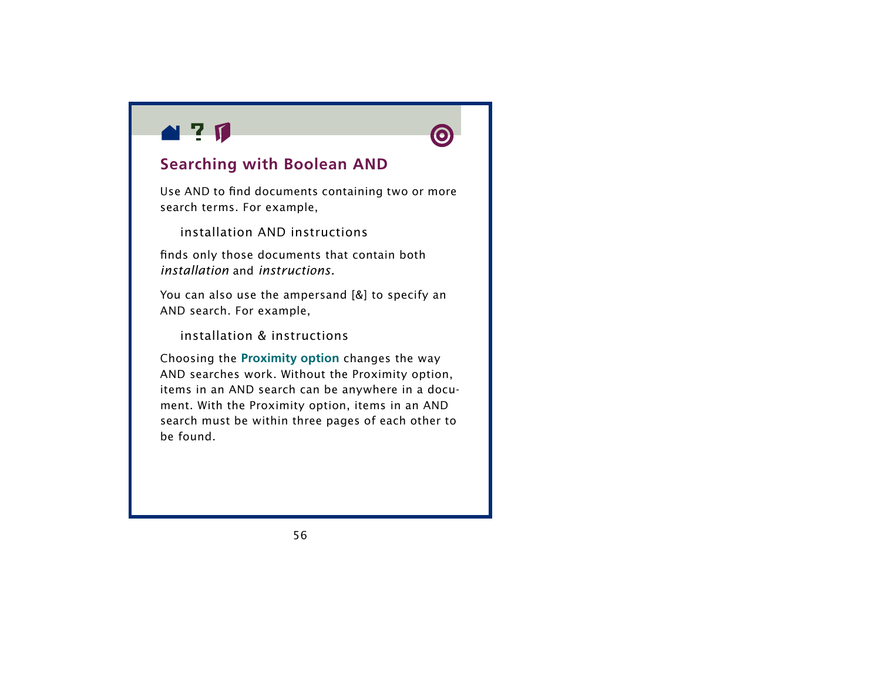## Searching with Boolean AND

Use AND to find documents containing two or more search terms. For example,

installation AND instructions

finds only those documents that contain both *installation* and *instructions.*

You can also use the ampersand [&] to specify an AND search. For example,

installation & instructions

Choosing the **Proximity option** changes the way AND searches work. Without the Proximity option, items in an AND search can be anywhere in a document. With the Proximity option, items in an AND search must be within three pages of each other to be found.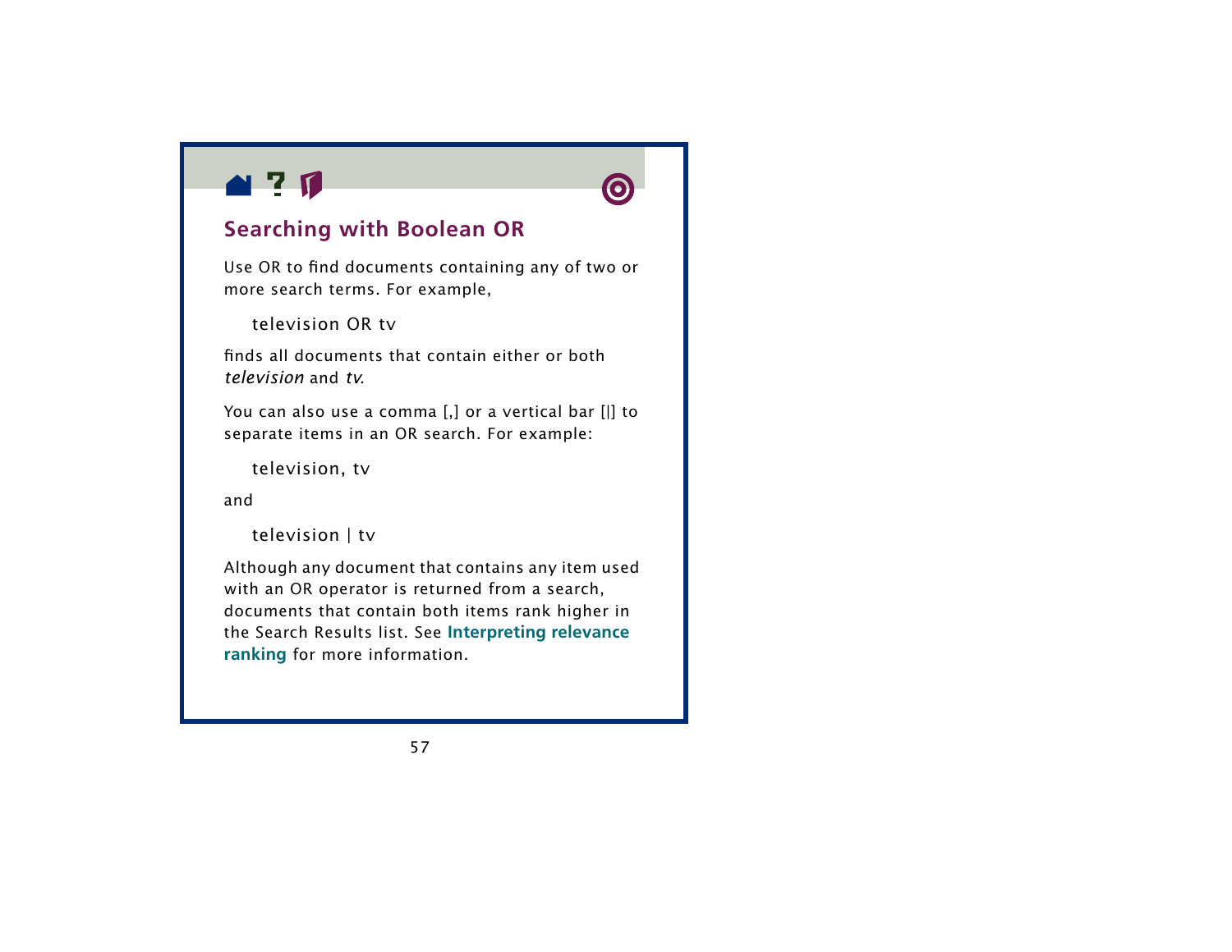## Searching with Boolean OR

Use OR to find documents containing any of two or more search terms. For example,

```
television OR tv
```

finds all documents that contain either or both *television* and *tv*.

You can also use a comma [,] or a vertical bar [|] to separate items in an OR search. For example:

```
television, tv
```

and

```
television | tv
```

Although any document that contains any item used with an OR operator is returned from a search, documents that contain both items rank higher in the Search Results list. See **Interpreting relevance ranking** for more information.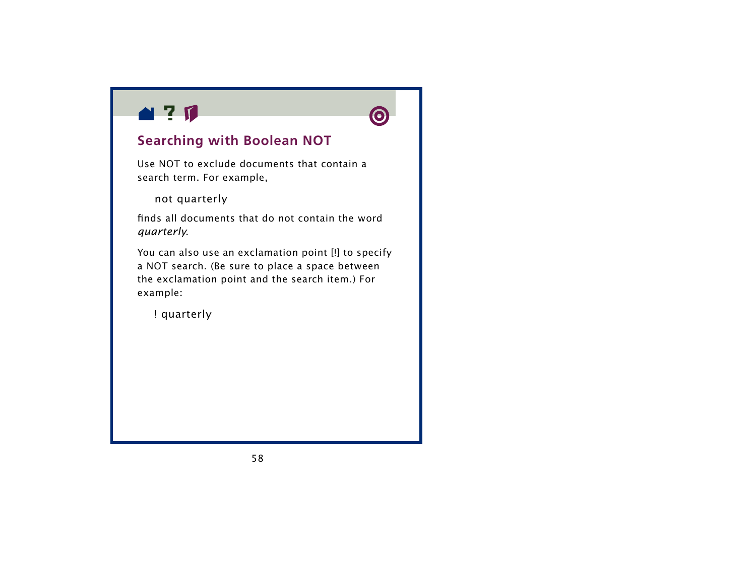## Searching with Boolean NOT

Use NOT to exclude documents that contain a search term. For example,

```
not quarterly
```

finds all documents that do not contain the word *quarterly*.

You can also use an exclamation point [!] to specify a NOT search. (Be sure to place a space between the exclamation point and the search item.) For example:

```
! quarterly
```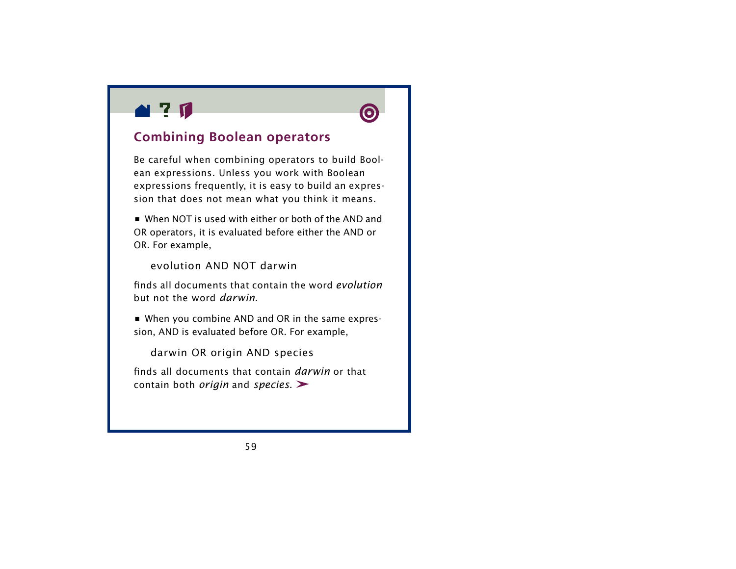## Combining Boolean operators

Be careful when combining operators to build Boolean expressions. Unless you work with Boolean expressions frequently, it is easy to build an expression that does not mean what you think it means.

- When NOT is used with either or both of the AND and OR operators, it is evaluated before either the AND or OR. For example,

  evolution AND NOT darwin

finds all documents that contain the word *evolution* but not the word *darwin*.

- When you combine AND and OR in the same expression, AND is evaluated before OR. For example,

  darwin OR origin AND species

finds all documents that contain *darwin* or that contain both *origin* and *species*. ➤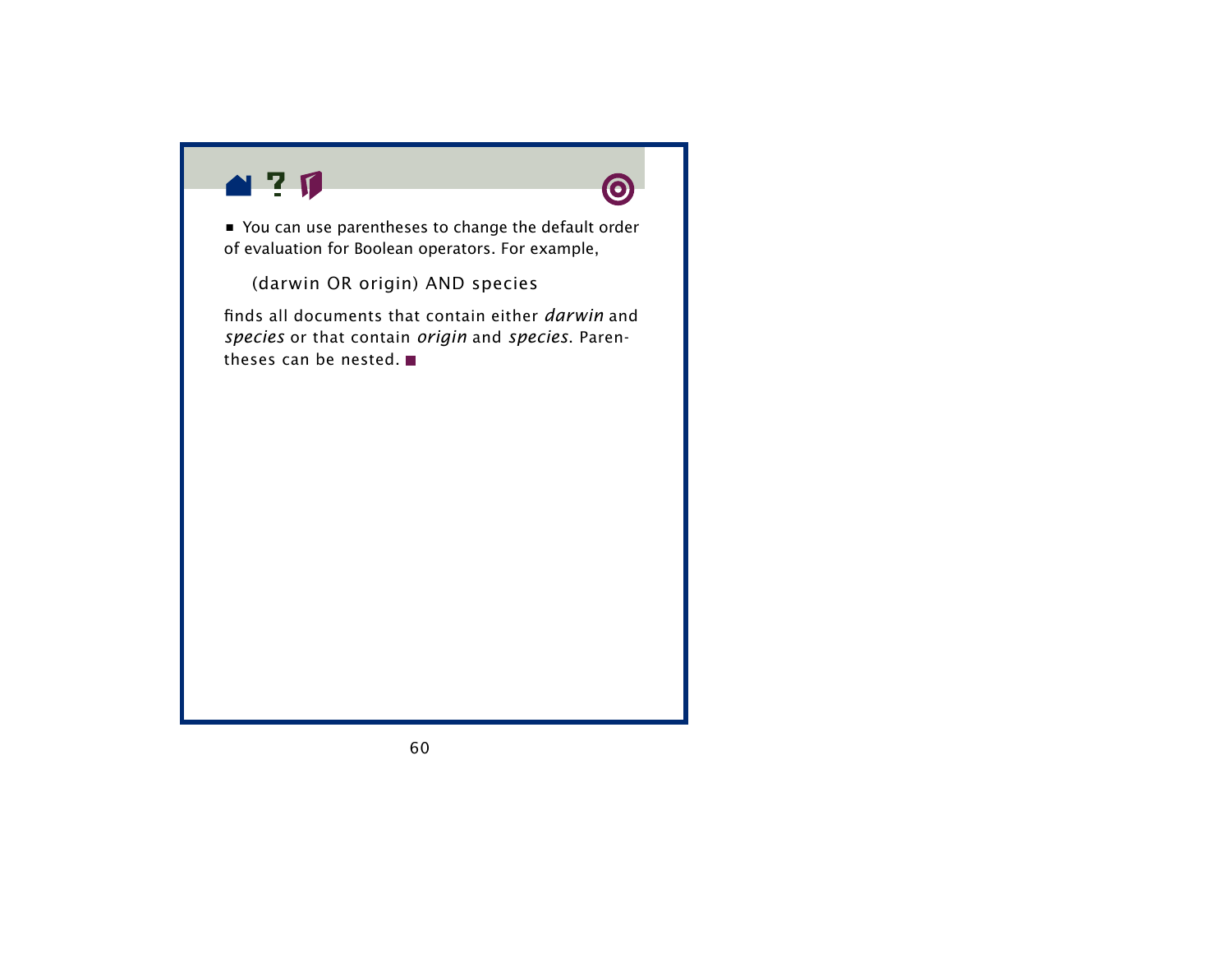■ You can use parentheses to change the default order of evaluation for Boolean operators. For example,

```
(darwin OR origin) AND species
```

finds all documents that contain either *darwin* and *species* or that contain *origin* and *species*. Parentheses can be nested. ■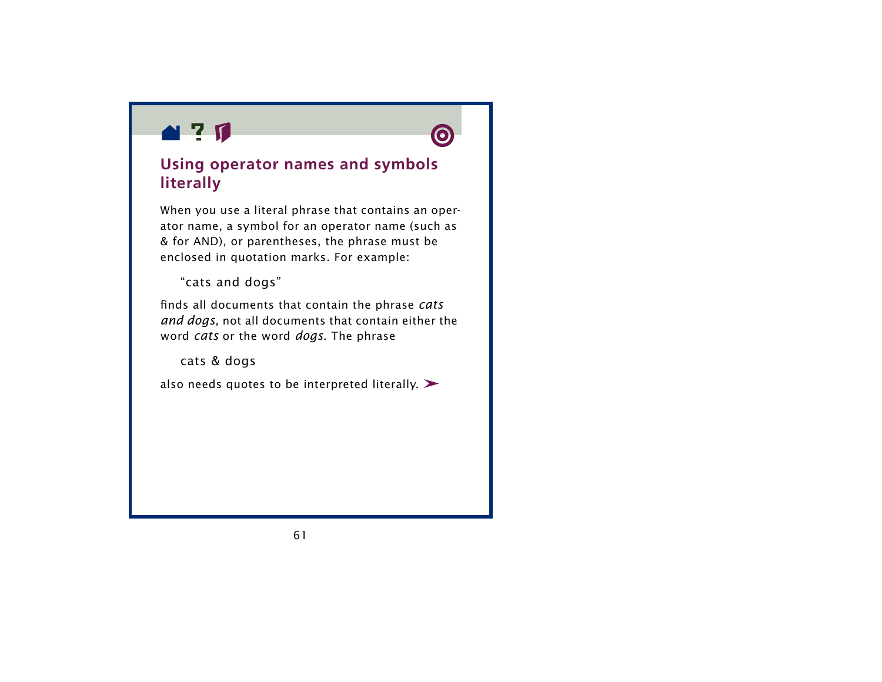## Using operator names and symbols literally

When you use a literal phrase that contains an operator name, a symbol for an operator name (such as & for AND), or parentheses, the phrase must be enclosed in quotation marks. For example:

> “cats and dogs”

finds all documents that contain the phrase *cats and dogs*, not all documents that contain either the word *cats* or the word *dogs*. The phrase

> cats & dogs

also needs quotes to be interpreted literally. ➤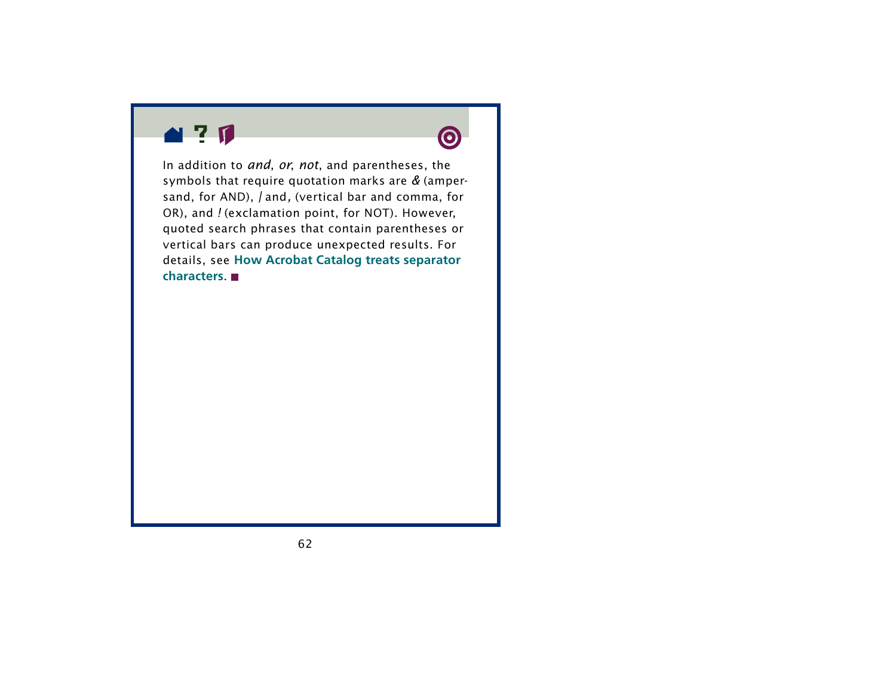In addition to *and*, *or*, *not*, and parentheses, the symbols that require quotation marks are *&* (ampersand, for AND), *|* and *,* (vertical bar and comma, for OR), and *!* (exclamation point, for NOT). However, quoted search phrases that contain parentheses or vertical bars can produce unexpected results. For details, see **How Acrobat Catalog treats separator characters**.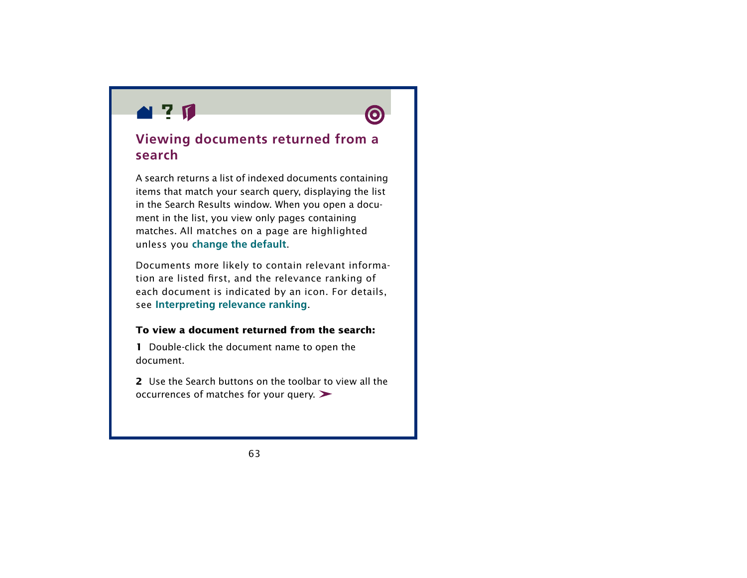## Viewing documents returned from a search

A search returns a list of indexed documents containing items that match your search query, displaying the list in the Search Results window. When you open a document in the list, you view only pages containing matches. All matches on a page are highlighted unless you **change the default**.

Documents more likely to contain relevant information are listed first, and the relevance ranking of each document is indicated by an icon. For details, see **Interpreting relevance ranking**.

**To view a document returned from the search:**

**1** Double-click the document name to open the document.

**2** Use the Search buttons on the toolbar to view all the occurrences of matches for your query. ➤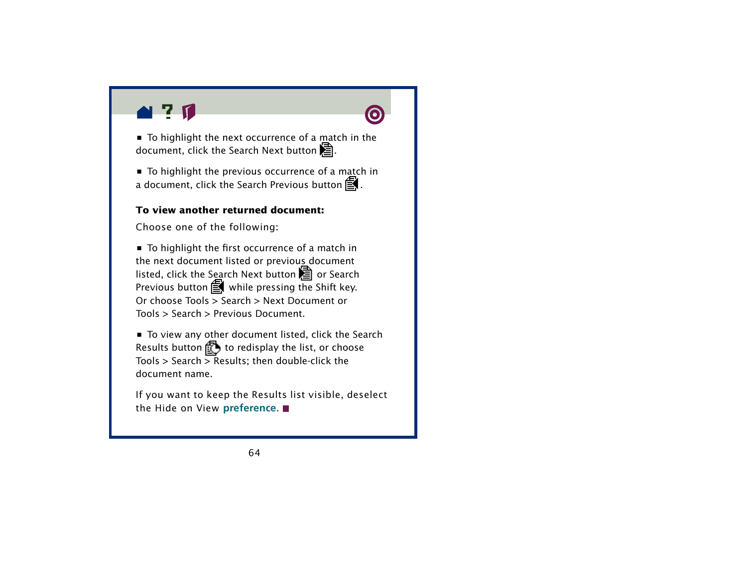- To highlight the next occurrence of a match in the document, click the Search Next button.

- To highlight the previous occurrence of a match in a document, click the Search Previous button.

**To view another returned document:**

Choose one of the following:

- To highlight the first occurrence of a match in the next document listed or previous document listed, click the Search Next button or Search Previous button while pressing the Shift key. Or choose Tools > Search > Next Document or Tools > Search > Previous Document.

- To view any other document listed, click the Search Results button to redisplay the list, or choose Tools > Search > Results; then double-click the document name.

If you want to keep the Results list visible, deselect the Hide on View **preference**.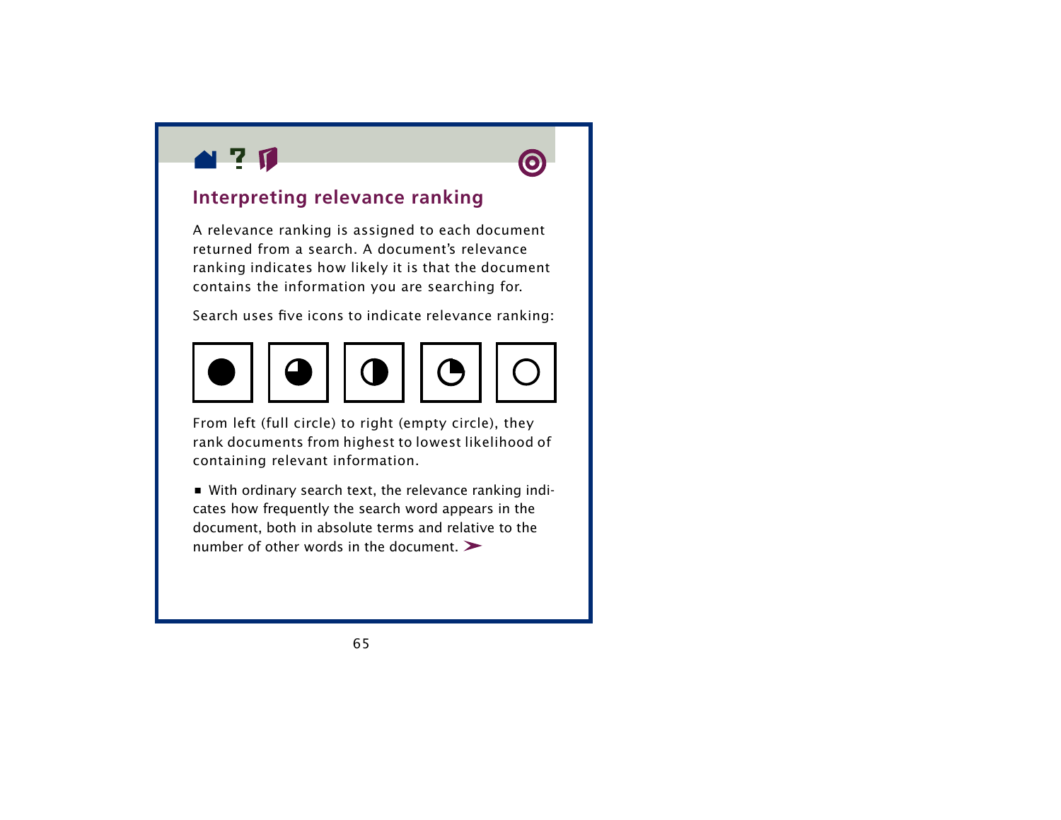## Interpreting relevance ranking

A relevance ranking is assigned to each document returned from a search. A document's relevance ranking indicates how likely it is that the document contains the information you are searching for.

Search uses five icons to indicate relevance ranking:

From left (full circle) to right (empty circle), they rank documents from highest to lowest likelihood of containing relevant information.

- With ordinary search text, the relevance ranking indicates how frequently the search word appears in the document, both in absolute terms and relative to the number of other words in the document.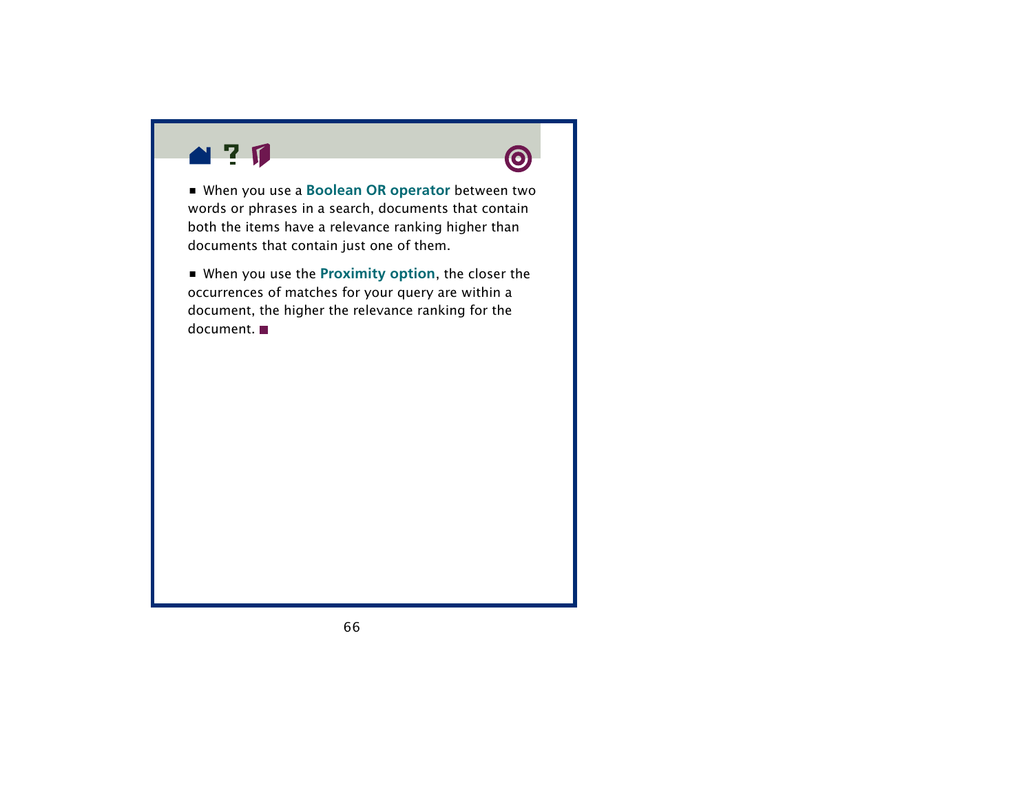- When you use a **Boolean OR operator** between two words or phrases in a search, documents that contain both the items have a relevance ranking higher than documents that contain just one of them.

- When you use the **Proximity option**, the closer the occurrences of matches for your query are within a document, the higher the relevance ranking for the document. ■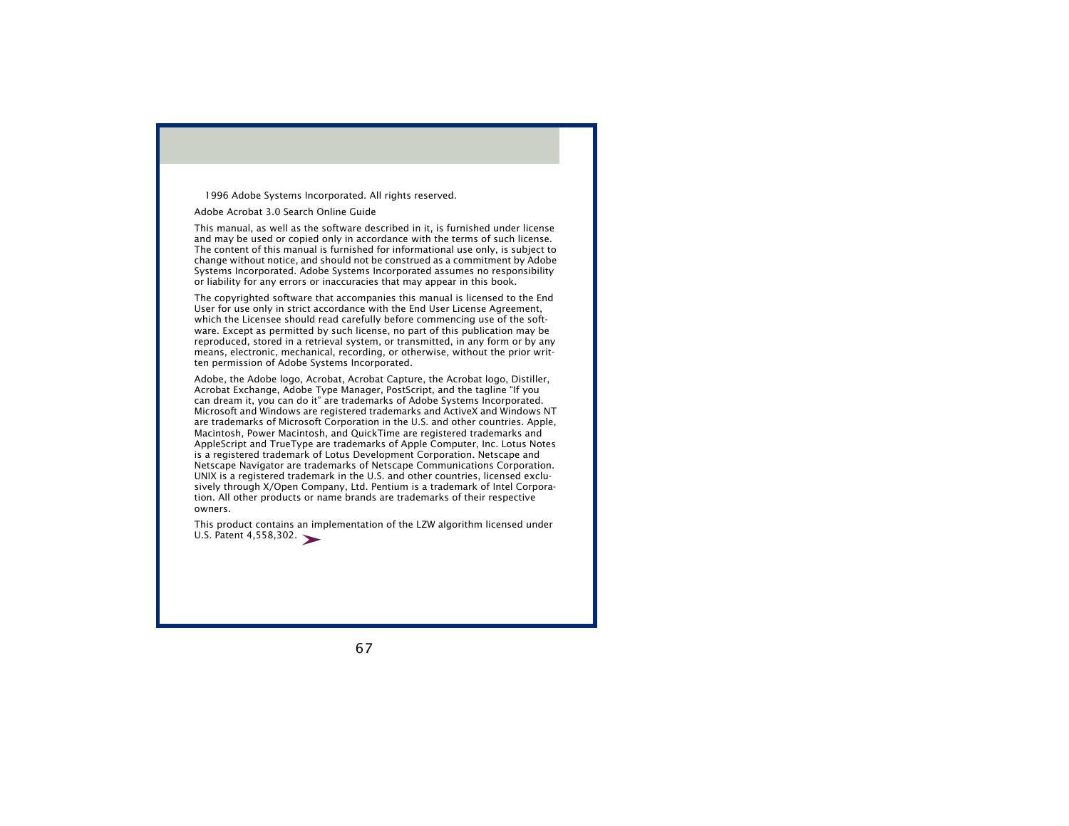1996 Adobe Systems Incorporated. All rights reserved.

Adobe Acrobat 3.0 Search Online Guide

This manual, as well as the software described in it, is furnished under license and may be used or copied only in accordance with the terms of such license. The content of this manual is furnished for informational use only, is subject to change without notice, and should not be construed as a commitment by Adobe Systems Incorporated. Adobe Systems Incorporated assumes no responsibility or liability for any errors or inaccuracies that may appear in this book.

The copyrighted software that accompanies this manual is licensed to the End User for use only in strict accordance with the End User License Agreement, which the Licensee should read carefully before commencing use of the software. Except as permitted by such license, no part of this publication may be reproduced, stored in a retrieval system, or transmitted, in any form or by any means, electronic, mechanical, recording, or otherwise, without the prior written permission of Adobe Systems Incorporated.

Adobe, the Adobe logo, Acrobat, Acrobat Capture, the Acrobat logo, Distiller, Acrobat Exchange, Adobe Type Manager, PostScript, and the tagline "If you can dream it, you can do it" are trademarks of Adobe Systems Incorporated. Microsoft and Windows are registered trademarks and ActiveX and Windows NT are trademarks of Microsoft Corporation in the U.S. and other countries. Apple, Macintosh, Power Macintosh, and QuickTime are registered trademarks and AppleScript and TrueType are trademarks of Apple Computer, Inc. Lotus Notes is a registered trademark of Lotus Development Corporation. Netscape and Netscape Navigator are trademarks of Netscape Communications Corporation. UNIX is a registered trademark in the U.S. and other countries, licensed exclusively through X/Open Company, Ltd. Pentium is a trademark of Intel Corporation. All other products or name brands are trademarks of their respective owners.

This product contains an implementation of the LZW algorithm licensed under U.S. Patent 4,558,302.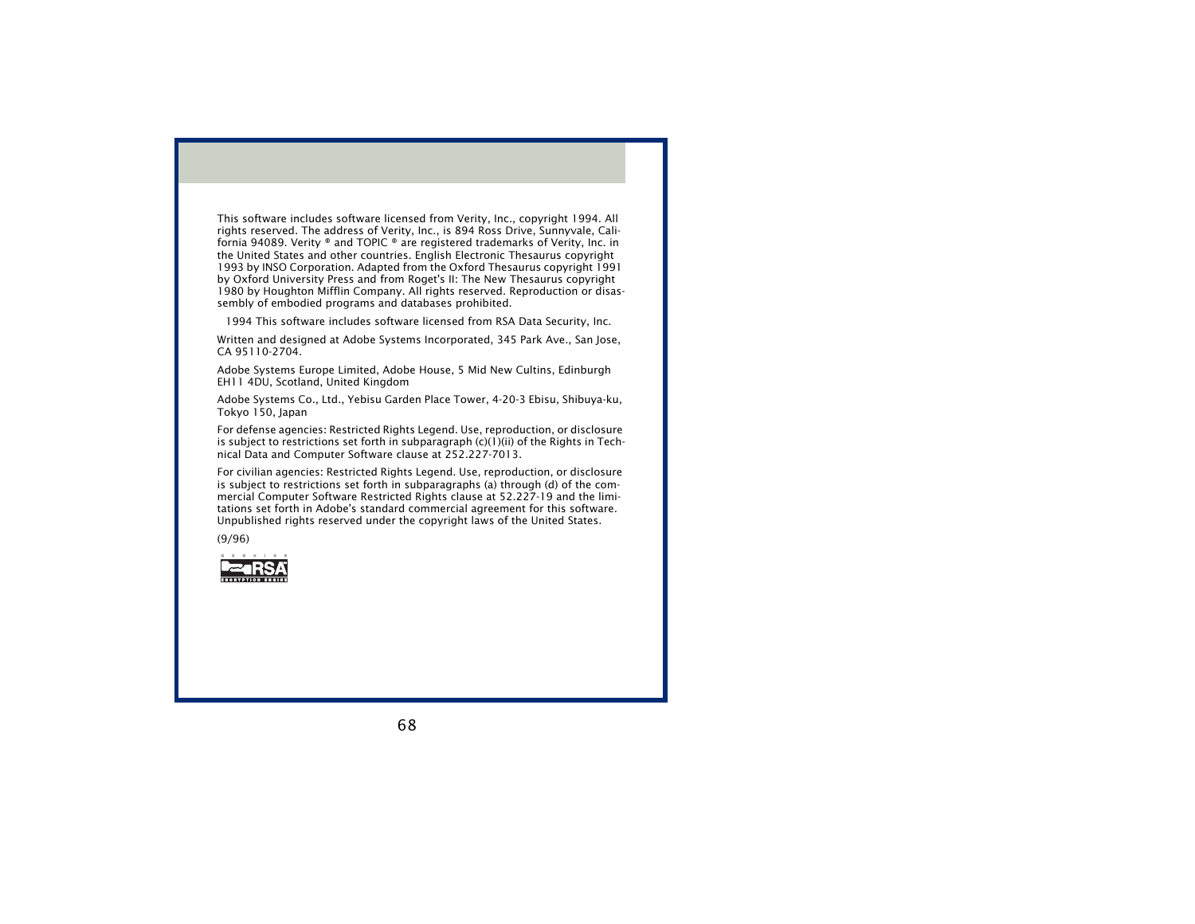This software includes software licensed from Verity, Inc., copyright 1994. All rights reserved. The address of Verity, Inc., is 894 Ross Drive, Sunnyvale, California 94089. Verity ® and TOPIC ® are registered trademarks of Verity, Inc. in the United States and other countries. English Electronic Thesaurus copyright 1993 by INSO Corporation. Adapted from the Oxford Thesaurus copyright 1991 by Oxford University Press and from Roget's II: The New Thesaurus copyright 1980 by Houghton Mifflin Company. All rights reserved. Reproduction or disassembly of embodied programs and databases prohibited.

1994 This software includes software licensed from RSA Data Security, Inc.

Written and designed at Adobe Systems Incorporated, 345 Park Ave., San Jose, CA 95110-2704.

Adobe Systems Europe Limited, Adobe House, 5 Mid New Cultins, Edinburgh EH11 4DU, Scotland, United Kingdom

Adobe Systems Co., Ltd., Yebisu Garden Place Tower, 4-20-3 Ebisu, Shibuya-ku, Tokyo 150, Japan

For defense agencies: Restricted Rights Legend. Use, reproduction, or disclosure is subject to restrictions set forth in subparagraph (c)(1)(ii) of the Rights in Technical Data and Computer Software clause at 252.227-7013.

For civilian agencies: Restricted Rights Legend. Use, reproduction, or disclosure is subject to restrictions set forth in subparagraphs (a) through (d) of the commercial Computer Software Restricted Rights clause at 52.227-19 and the limitations set forth in Adobe's standard commercial agreement for this software. Unpublished rights reserved under the copyright laws of the United States.

(9/96)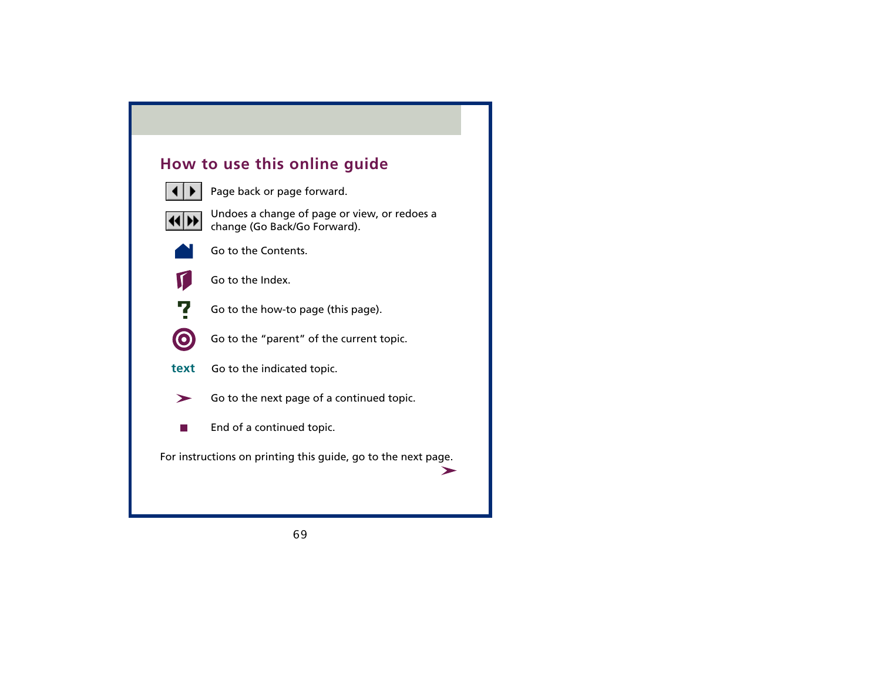## How to use this online guide

| | |
|---|---|
| ◀ ▶ | Page back or page forward. |
| ◀◀ ▶▶ | Undoes a change of page or view, or redoes a change (Go Back/Go Forward). |
| | Go to the Contents. |
| | Go to the Index. |
| ? | Go to the how-to page (this page). |
| ◎ | Go to the “parent” of the current topic. |
| text | Go to the indicated topic. |
| ➤ | Go to the next page of a continued topic. |
| ■ | End of a continued topic. |

For instructions on printing this guide, go to the next page.

➤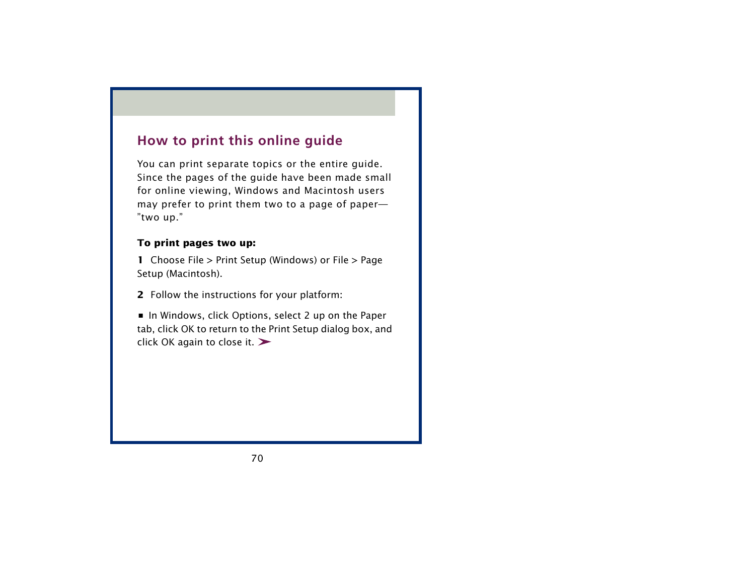## How to print this online guide

You can print separate topics or the entire guide. Since the pages of the guide have been made small for online viewing, Windows and Macintosh users may prefer to print them two to a page of paper—"two up."

**To print pages two up:**

**1** Choose File > Print Setup (Windows) or File > Page Setup (Macintosh).

**2** Follow the instructions for your platform:

- In Windows, click Options, select 2 up on the Paper tab, click OK to return to the Print Setup dialog box, and click OK again to close it. ➤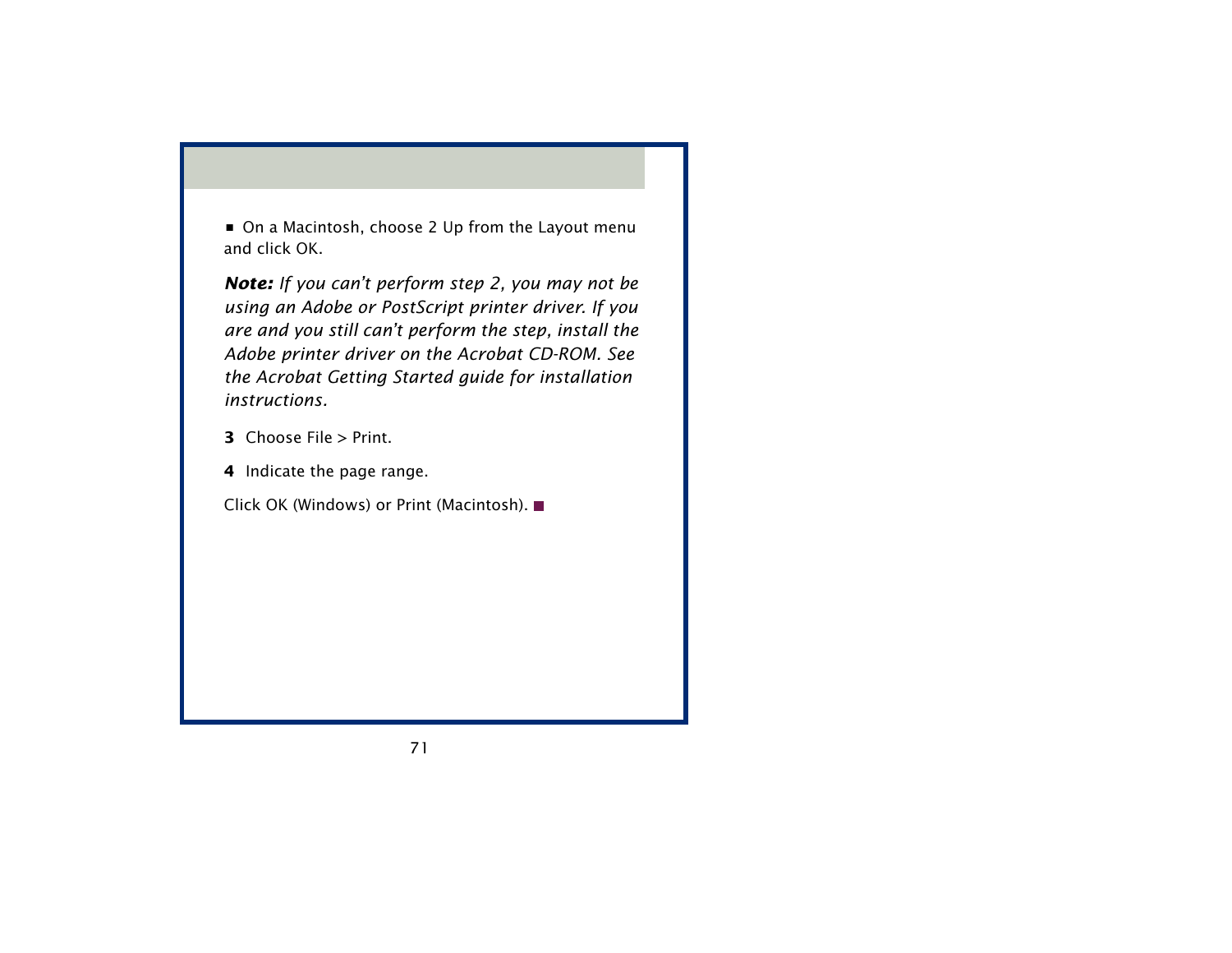- On a Macintosh, choose 2 Up from the Layout menu and click OK.

***Note:*** *If you can't perform step 2, you may not be using an Adobe or PostScript printer driver. If you are and you still can't perform the step, install the Adobe printer driver on the Acrobat CD-ROM. See the Acrobat Getting Started guide for installation instructions.*

**3** Choose File > Print.

**4** Indicate the page range.

Click OK (Windows) or Print (Macintosh). ■